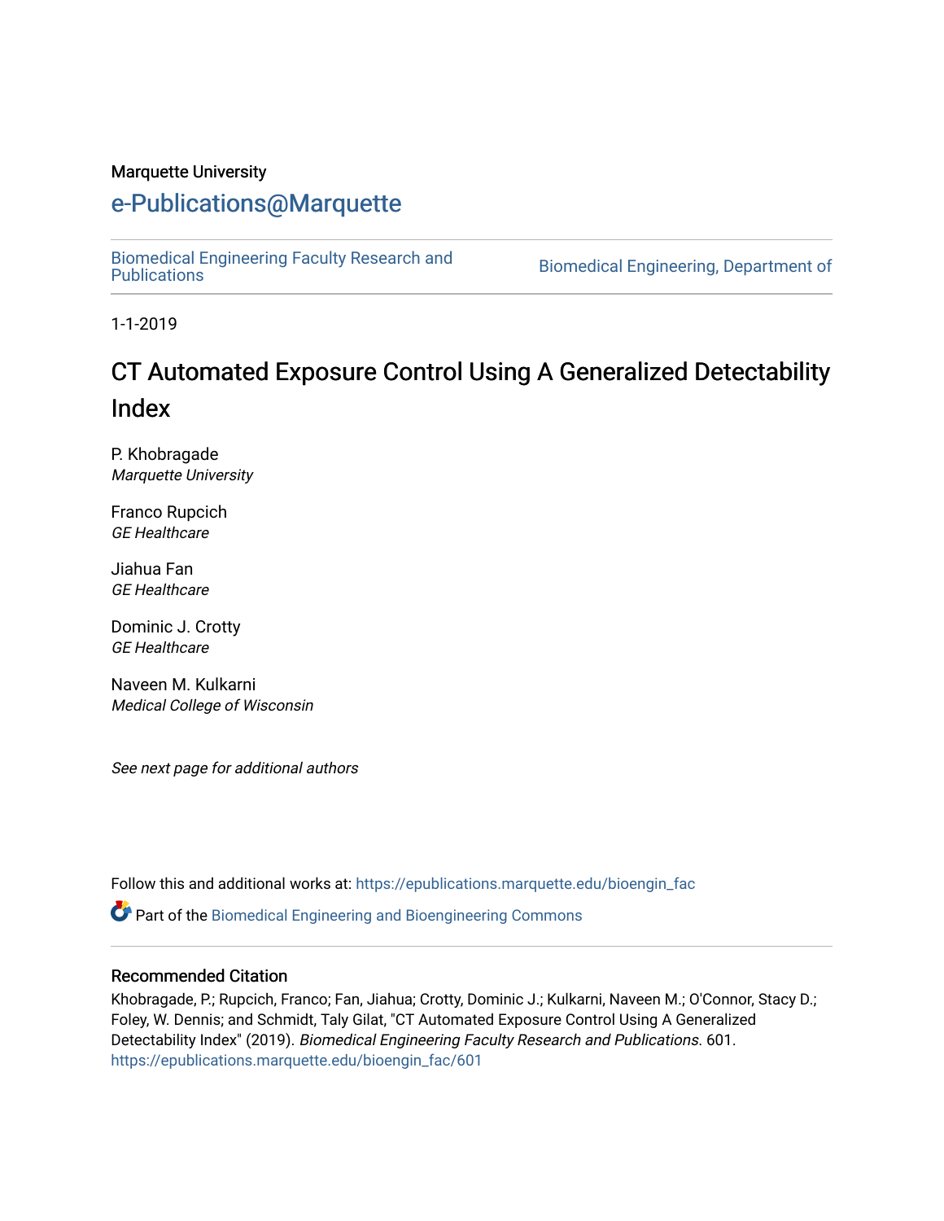Marquette University

# e-Publications@Marquette

Biomedical Engineering Faculty Research and Publications | Biomedical Engineering, Department of

1-1-2019

# CT Automated Exposure Control Using A Generalized Detectability Index

P. Khobragade
*Marquette University*

Franco Rupcich
*GE Healthcare*

Jiahua Fan
*GE Healthcare*

Dominic J. Crotty
*GE Healthcare*

Naveen M. Kulkarni
*Medical College of Wisconsin*

*See next page for additional authors*

Follow this and additional works at: https://epublications.marquette.edu/bioengin_fac

Part of the Biomedical Engineering and Bioengineering Commons

## Recommended Citation

Khobragade, P.; Rupcich, Franco; Fan, Jiahua; Crotty, Dominic J.; Kulkarni, Naveen M.; O'Connor, Stacy D.; Foley, W. Dennis; and Schmidt, Taly Gilat, "CT Automated Exposure Control Using A Generalized Detectability Index" (2019). *Biomedical Engineering Faculty Research and Publications*. 601.
https://epublications.marquette.edu/bioengin_fac/601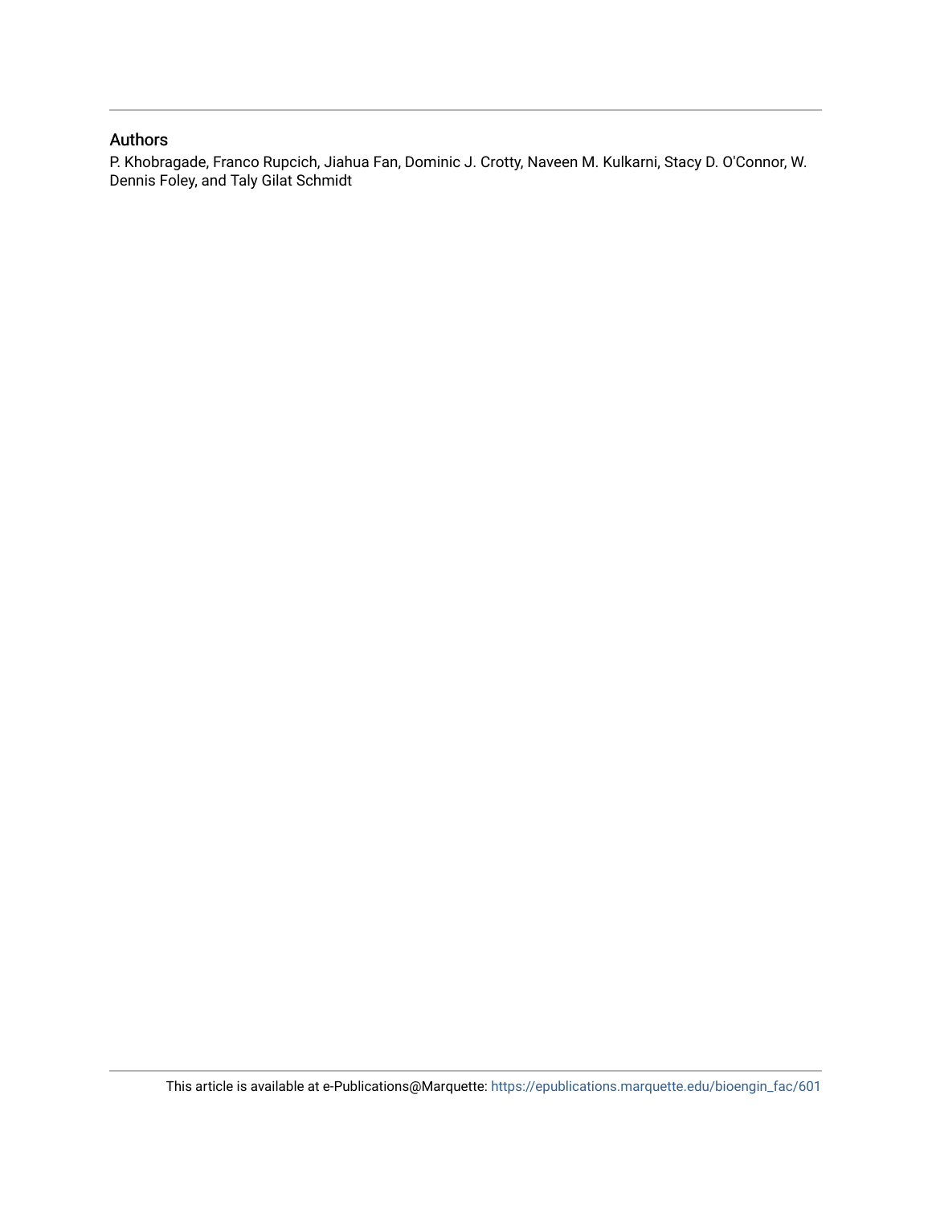## Authors

P. Khobragade, Franco Rupcich, Jiahua Fan, Dominic J. Crotty, Naveen M. Kulkarni, Stacy D. O'Connor, W. Dennis Foley, and Taly Gilat Schmidt

This article is available at e-Publications@Marquette: https://epublications.marquette.edu/bioengin_fac/601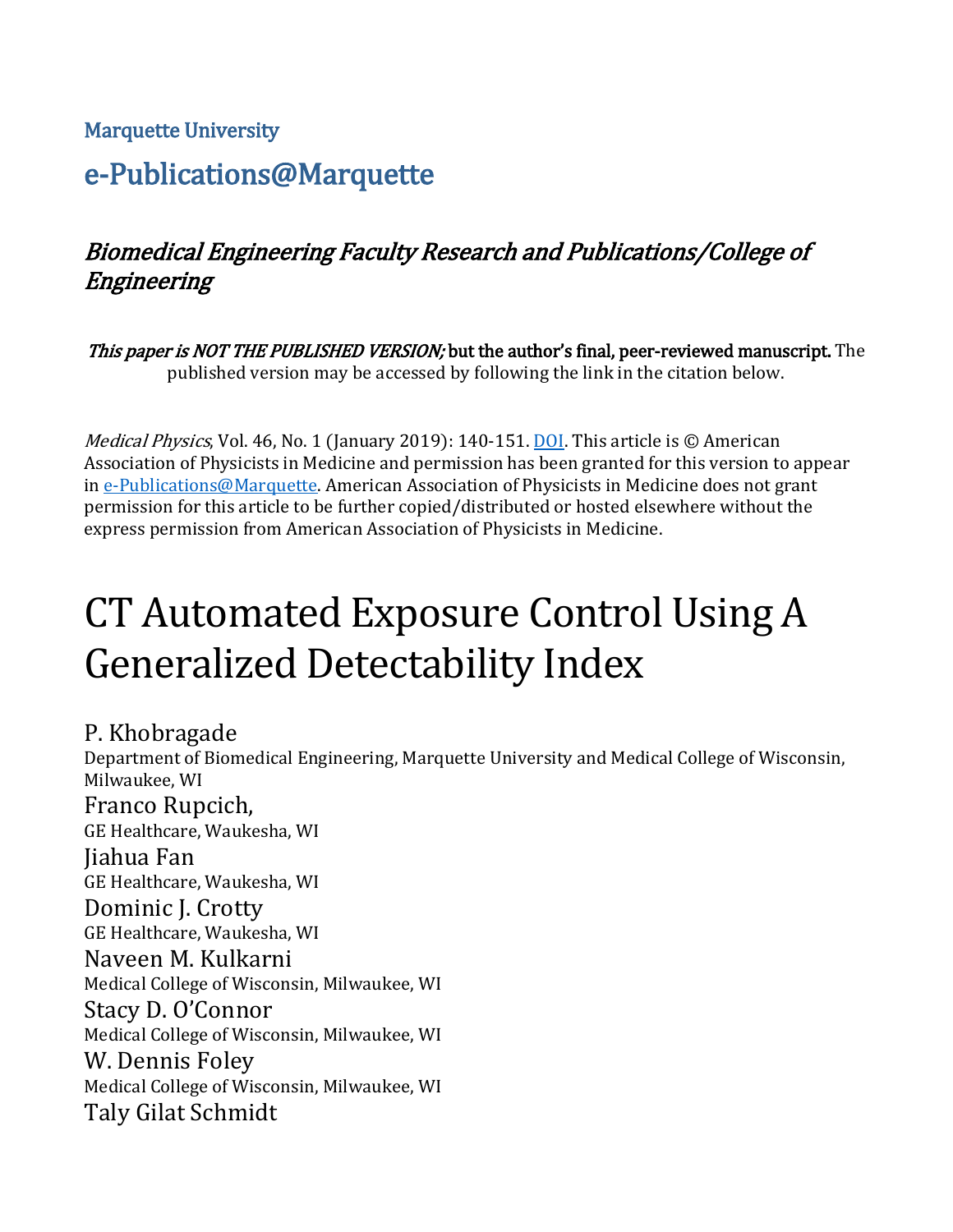Marquette University

# e-Publications@Marquette

*Biomedical Engineering Faculty Research and Publications/College of Engineering*

*This paper is NOT THE PUBLISHED VERSION;* **but the author's final, peer-reviewed manuscript.** The published version may be accessed by following the link in the citation below.

*Medical Physics*, Vol. 46, No. 1 (January 2019): 140-151. DOI. This article is © American Association of Physicists in Medicine and permission has been granted for this version to appear in e-Publications@Marquette. American Association of Physicists in Medicine does not grant permission for this article to be further copied/distributed or hosted elsewhere without the express permission from American Association of Physicists in Medicine.

# CT Automated Exposure Control Using A Generalized Detectability Index

P. Khobragade
Department of Biomedical Engineering, Marquette University and Medical College of Wisconsin, Milwaukee, WI

Franco Rupcich,
GE Healthcare, Waukesha, WI

Jiahua Fan
GE Healthcare, Waukesha, WI

Dominic J. Crotty
GE Healthcare, Waukesha, WI

Naveen M. Kulkarni
Medical College of Wisconsin, Milwaukee, WI

Stacy D. O'Connor
Medical College of Wisconsin, Milwaukee, WI

W. Dennis Foley
Medical College of Wisconsin, Milwaukee, WI

Taly Gilat Schmidt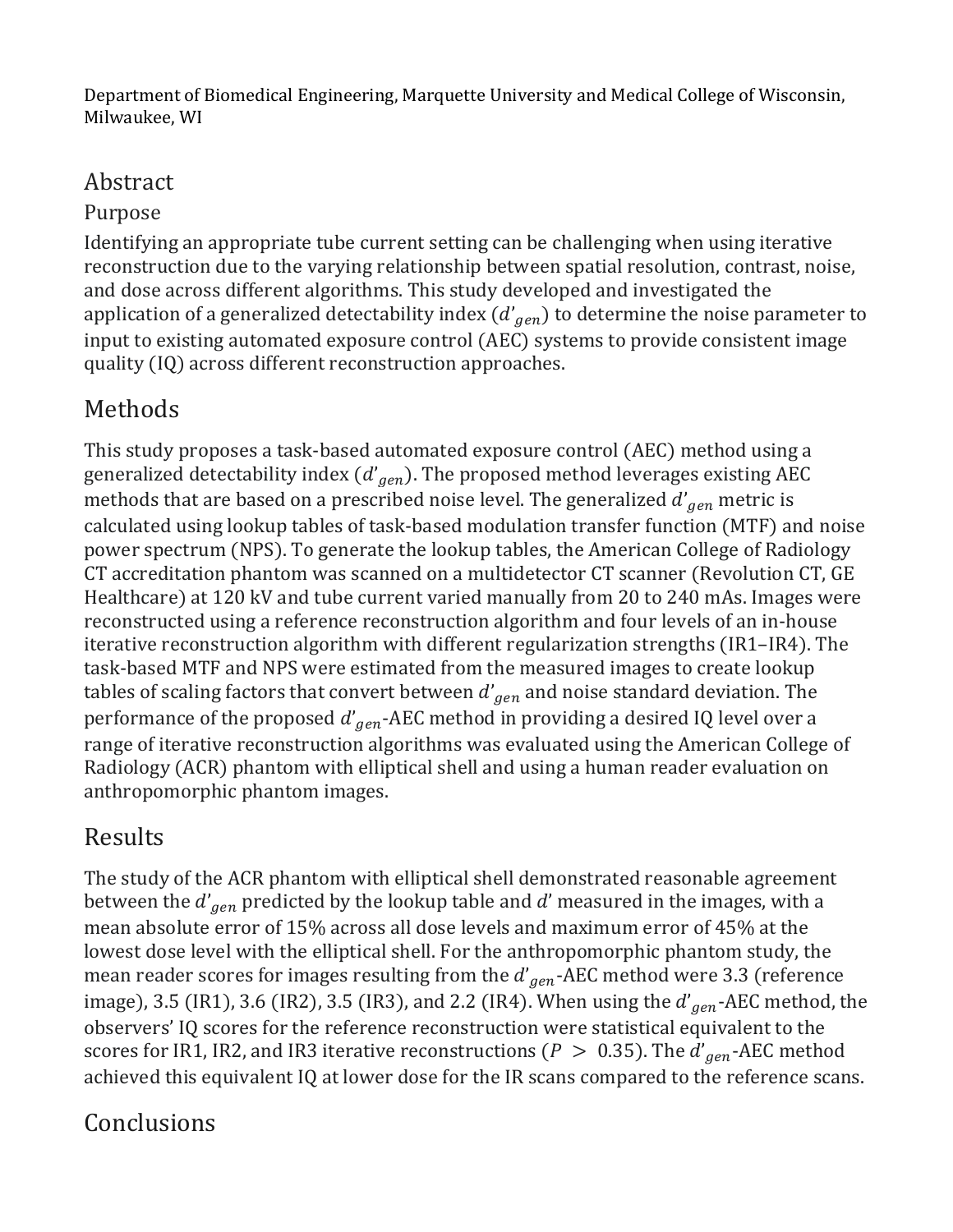Department of Biomedical Engineering, Marquette University and Medical College of Wisconsin, Milwaukee, WI

# Abstract

## Purpose

Identifying an appropriate tube current setting can be challenging when using iterative reconstruction due to the varying relationship between spatial resolution, contrast, noise, and dose across different algorithms. This study developed and investigated the application of a generalized detectability index ($d'_{gen}$) to determine the noise parameter to input to existing automated exposure control (AEC) systems to provide consistent image quality (IQ) across different reconstruction approaches.

## Methods

This study proposes a task-based automated exposure control (AEC) method using a generalized detectability index ($d'_{gen}$). The proposed method leverages existing AEC methods that are based on a prescribed noise level. The generalized $d'_{gen}$ metric is calculated using lookup tables of task-based modulation transfer function (MTF) and noise power spectrum (NPS). To generate the lookup tables, the American College of Radiology CT accreditation phantom was scanned on a multidetector CT scanner (Revolution CT, GE Healthcare) at 120 kV and tube current varied manually from 20 to 240 mAs. Images were reconstructed using a reference reconstruction algorithm and four levels of an in-house iterative reconstruction algorithm with different regularization strengths (IR1–IR4). The task-based MTF and NPS were estimated from the measured images to create lookup tables of scaling factors that convert between $d'_{gen}$ and noise standard deviation. The performance of the proposed $d'_{gen}$-AEC method in providing a desired IQ level over a range of iterative reconstruction algorithms was evaluated using the American College of Radiology (ACR) phantom with elliptical shell and using a human reader evaluation on anthropomorphic phantom images.

## Results

The study of the ACR phantom with elliptical shell demonstrated reasonable agreement between the $d'_{gen}$ predicted by the lookup table and $d'$ measured in the images, with a mean absolute error of 15% across all dose levels and maximum error of 45% at the lowest dose level with the elliptical shell. For the anthropomorphic phantom study, the mean reader scores for images resulting from the $d'_{gen}$-AEC method were 3.3 (reference image), 3.5 (IR1), 3.6 (IR2), 3.5 (IR3), and 2.2 (IR4). When using the $d'_{gen}$-AEC method, the observers' IQ scores for the reference reconstruction were statistical equivalent to the scores for IR1, IR2, and IR3 iterative reconstructions ($P > 0.35$). The $d'_{gen}$-AEC method achieved this equivalent IQ at lower dose for the IR scans compared to the reference scans.

## Conclusions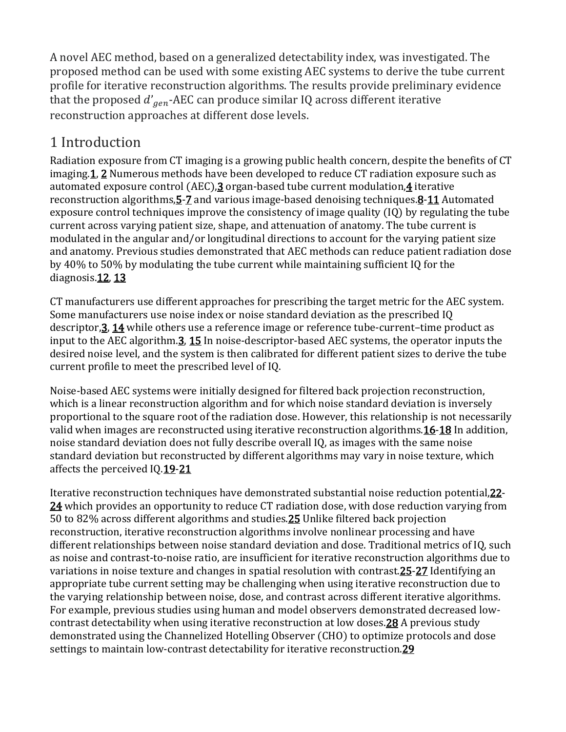A novel AEC method, based on a generalized detectability index, was investigated. The proposed method can be used with some existing AEC systems to derive the tube current profile for iterative reconstruction algorithms. The results provide preliminary evidence that the proposed $d'_{gen}$-AEC can produce similar IQ across different iterative reconstruction approaches at different dose levels.

# 1 Introduction

Radiation exposure from CT imaging is a growing public health concern, despite the benefits of CT imaging.[1, 2] Numerous methods have been developed to reduce CT radiation exposure such as automated exposure control (AEC),[3] organ-based tube current modulation,[4] iterative reconstruction algorithms,[5-7] and various image-based denoising techniques.[8-11] Automated exposure control techniques improve the consistency of image quality (IQ) by regulating the tube current across varying patient size, shape, and attenuation of anatomy. The tube current is modulated in the angular and/or longitudinal directions to account for the varying patient size and anatomy. Previous studies demonstrated that AEC methods can reduce patient radiation dose by 40% to 50% by modulating the tube current while maintaining sufficient IQ for the diagnosis.[12, 13]

CT manufacturers use different approaches for prescribing the target metric for the AEC system. Some manufacturers use noise index or noise standard deviation as the prescribed IQ descriptor,[3, 14] while others use a reference image or reference tube-current–time product as input to the AEC algorithm.[3, 15] In noise-descriptor-based AEC systems, the operator inputs the desired noise level, and the system is then calibrated for different patient sizes to derive the tube current profile to meet the prescribed level of IQ.

Noise-based AEC systems were initially designed for filtered back projection reconstruction, which is a linear reconstruction algorithm and for which noise standard deviation is inversely proportional to the square root of the radiation dose. However, this relationship is not necessarily valid when images are reconstructed using iterative reconstruction algorithms.[16-18] In addition, noise standard deviation does not fully describe overall IQ, as images with the same noise standard deviation but reconstructed by different algorithms may vary in noise texture, which affects the perceived IQ.[19-21]

Iterative reconstruction techniques have demonstrated substantial noise reduction potential,[22-24] which provides an opportunity to reduce CT radiation dose, with dose reduction varying from 50 to 82% across different algorithms and studies.[25] Unlike filtered back projection reconstruction, iterative reconstruction algorithms involve nonlinear processing and have different relationships between noise standard deviation and dose. Traditional metrics of IQ, such as noise and contrast-to-noise ratio, are insufficient for iterative reconstruction algorithms due to variations in noise texture and changes in spatial resolution with contrast.[25-27] Identifying an appropriate tube current setting may be challenging when using iterative reconstruction due to the varying relationship between noise, dose, and contrast across different iterative algorithms. For example, previous studies using human and model observers demonstrated decreased low-contrast detectability when using iterative reconstruction at low doses.[28] A previous study demonstrated using the Channelized Hotelling Observer (CHO) to optimize protocols and dose settings to maintain low-contrast detectability for iterative reconstruction.[29]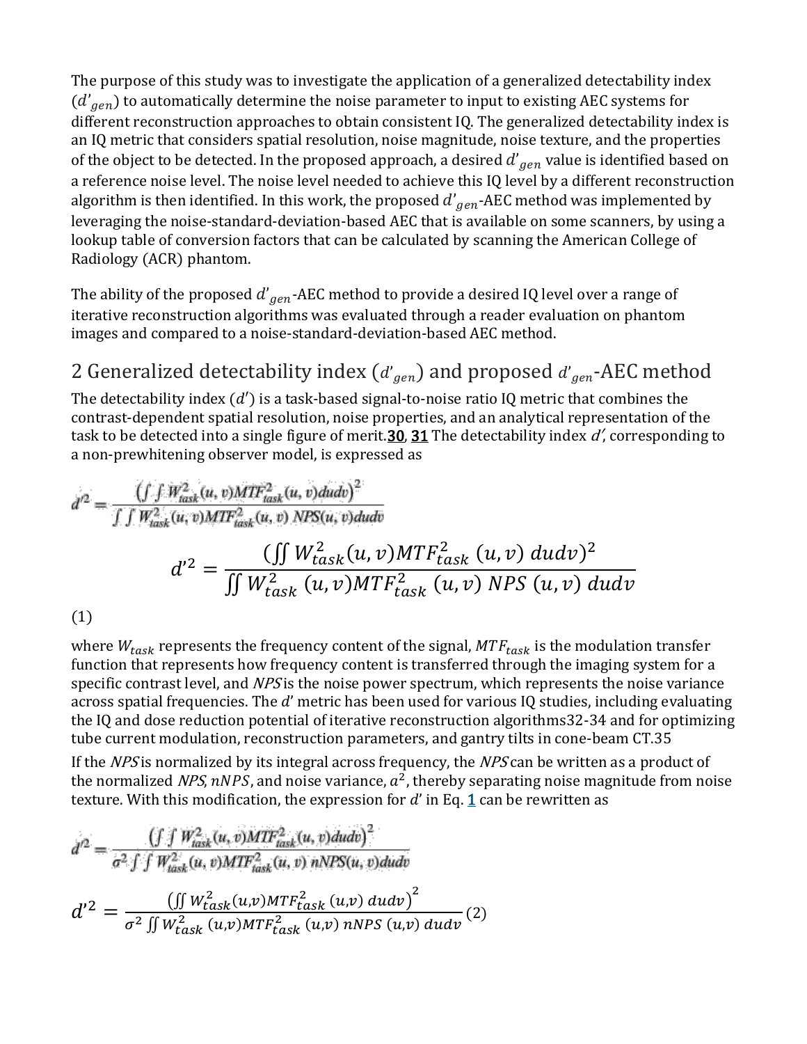The purpose of this study was to investigate the application of a generalized detectability index ($d'_{gen}$) to automatically determine the noise parameter to input to existing AEC systems for different reconstruction approaches to obtain consistent IQ. The generalized detectability index is an IQ metric that considers spatial resolution, noise magnitude, noise texture, and the properties of the object to be detected. In the proposed approach, a desired $d'_{gen}$ value is identified based on a reference noise level. The noise level needed to achieve this IQ level by a different reconstruction algorithm is then identified. In this work, the proposed $d'_{gen}$-AEC method was implemented by leveraging the noise-standard-deviation-based AEC that is available on some scanners, by using a lookup table of conversion factors that can be calculated by scanning the American College of Radiology (ACR) phantom.

The ability of the proposed $d'_{gen}$-AEC method to provide a desired IQ level over a range of iterative reconstruction algorithms was evaluated through a reader evaluation on phantom images and compared to a noise-standard-deviation-based AEC method.

## 2 Generalized detectability index ($d'_{gen}$) and proposed $d'_{gen}$-AEC method

The detectability index ($d'$) is a task-based signal-to-noise ratio IQ metric that combines the contrast-dependent spatial resolution, noise properties, and an analytical representation of the task to be detected into a single figure of merit.**30**, **31** The detectability index $d'$, corresponding to a non-prewhitening observer model, is expressed as

$$d'^2 = \frac{\left(\iint W_{task}^2(u,v) MTF_{task}^2(u,v)\, dudv\right)^2}{\iint W_{task}^2(u,v) MTF_{task}^2(u,v)\, NPS(u,v)\, dudv}$$

(1)

where $W_{task}$ represents the frequency content of the signal, $MTF_{task}$ is the modulation transfer function that represents how frequency content is transferred through the imaging system for a specific contrast level, and $NPS$ is the noise power spectrum, which represents the noise variance across spatial frequencies. The $d'$ metric has been used for various IQ studies, including evaluating the IQ and dose reduction potential of iterative reconstruction algorithms32-34 and for optimizing tube current modulation, reconstruction parameters, and gantry tilts in cone-beam CT.35

If the $NPS$ is normalized by its integral across frequency, the $NPS$ can be written as a product of the normalized $NPS$, $nNPS$, and noise variance, $a^2$, thereby separating noise magnitude from noise texture. With this modification, the expression for $d'$ in Eq. **1** can be rewritten as

$$d'^2 = \frac{\left(\iint W_{task}^2(u,v) MTF_{task}^2(u,v)\, dudv\right)^2}{\sigma^2 \iint W_{task}^2(u,v) MTF_{task}^2(u,v)\, nNPS(u,v)\, dudv} \quad (2)$$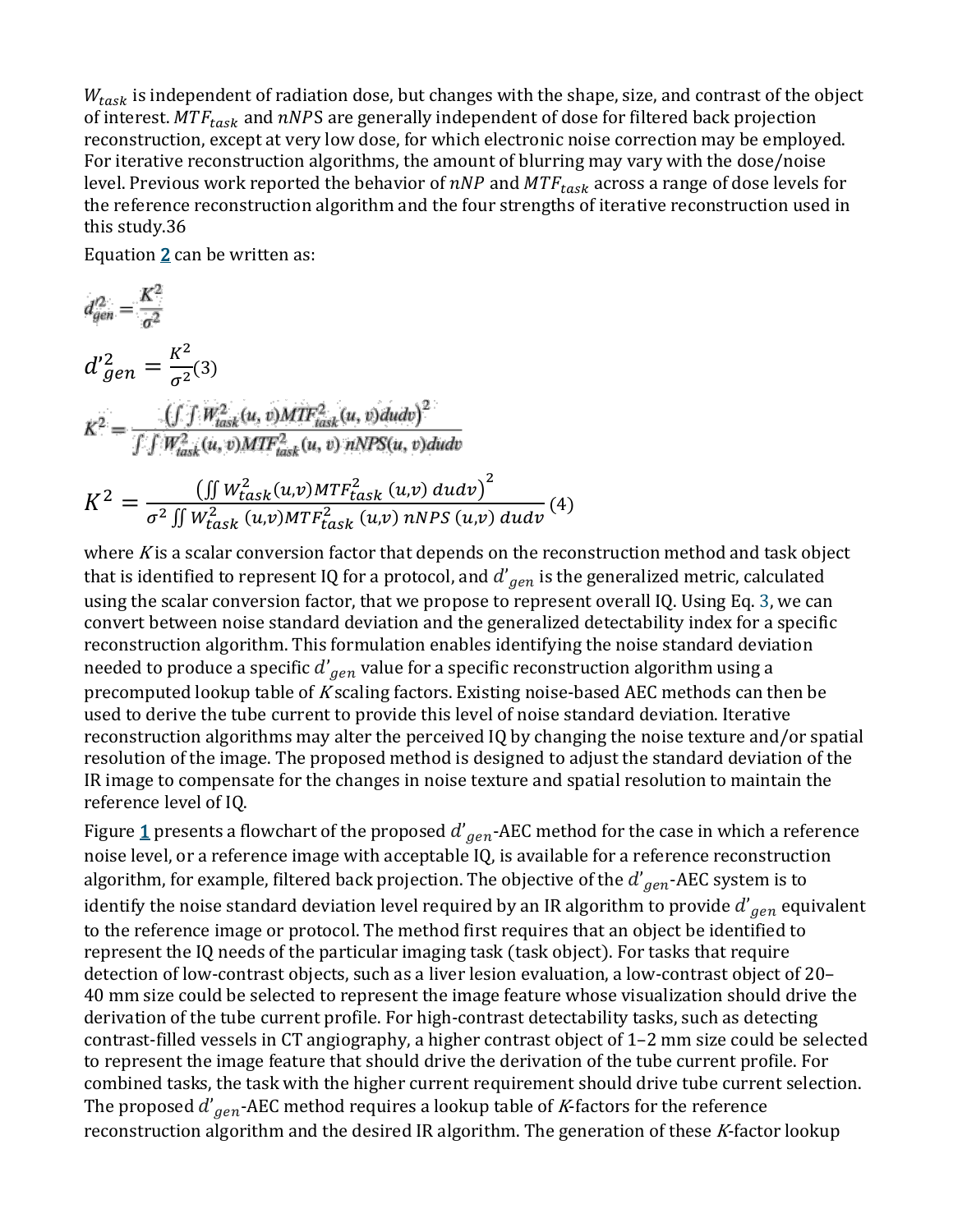$W_{task}$ is independent of radiation dose, but changes with the shape, size, and contrast of the object of interest. $MTF_{task}$ and $nNPS$ are generally independent of dose for filtered back projection reconstruction, except at very low dose, for which electronic noise correction may be employed. For iterative reconstruction algorithms, the amount of blurring may vary with the dose/noise level. Previous work reported the behavior of $nNP$ and $MTF_{task}$ across a range of dose levels for the reference reconstruction algorithm and the four strengths of iterative reconstruction used in this study.36

Equation 2 can be written as:

$$d'^2_{gen} = \frac{K^2}{\sigma^2}$$

$$d'^2_{gen} = \frac{K^2}{\sigma^2} \quad (3)$$

$$K^2 = \frac{\left(\int\int W^2_{task}(u,v) MTF^2_{task}(u,v) dudv\right)^2}{\int\int W^2_{task}(u,v) MTF^2_{task}(u,v)\, nNPS(u,v) dudv}$$

$$K^2 = \frac{\left(\iint W^2_{task}(u,v) MTF^2_{task}\,(u,v)\ dudv\right)^2}{\sigma^2 \iint W^2_{task}\,(u,v) MTF^2_{task}\,(u,v)\ nNPS\,(u,v)\ dudv} \quad (4)$$

where $K$ is a scalar conversion factor that depends on the reconstruction method and task object that is identified to represent IQ for a protocol, and $d'_{gen}$ is the generalized metric, calculated using the scalar conversion factor, that we propose to represent overall IQ. Using Eq. 3, we can convert between noise standard deviation and the generalized detectability index for a specific reconstruction algorithm. This formulation enables identifying the noise standard deviation needed to produce a specific $d'_{gen}$ value for a specific reconstruction algorithm using a precomputed lookup table of $K$ scaling factors. Existing noise-based AEC methods can then be used to derive the tube current to provide this level of noise standard deviation. Iterative reconstruction algorithms may alter the perceived IQ by changing the noise texture and/or spatial resolution of the image. The proposed method is designed to adjust the standard deviation of the IR image to compensate for the changes in noise texture and spatial resolution to maintain the reference level of IQ.

Figure 1 presents a flowchart of the proposed $d'_{gen}$-AEC method for the case in which a reference noise level, or a reference image with acceptable IQ, is available for a reference reconstruction algorithm, for example, filtered back projection. The objective of the $d'_{gen}$-AEC system is to identify the noise standard deviation level required by an IR algorithm to provide $d'_{gen}$ equivalent to the reference image or protocol. The method first requires that an object be identified to represent the IQ needs of the particular imaging task (task object). For tasks that require detection of low-contrast objects, such as a liver lesion evaluation, a low-contrast object of 20–40 mm size could be selected to represent the image feature whose visualization should drive the derivation of the tube current profile. For high-contrast detectability tasks, such as detecting contrast-filled vessels in CT angiography, a higher contrast object of 1–2 mm size could be selected to represent the image feature that should drive the derivation of the tube current profile. For combined tasks, the task with the higher current requirement should drive tube current selection. The proposed $d'_{gen}$-AEC method requires a lookup table of $K$-factors for the reference reconstruction algorithm and the desired IR algorithm. The generation of these $K$-factor lookup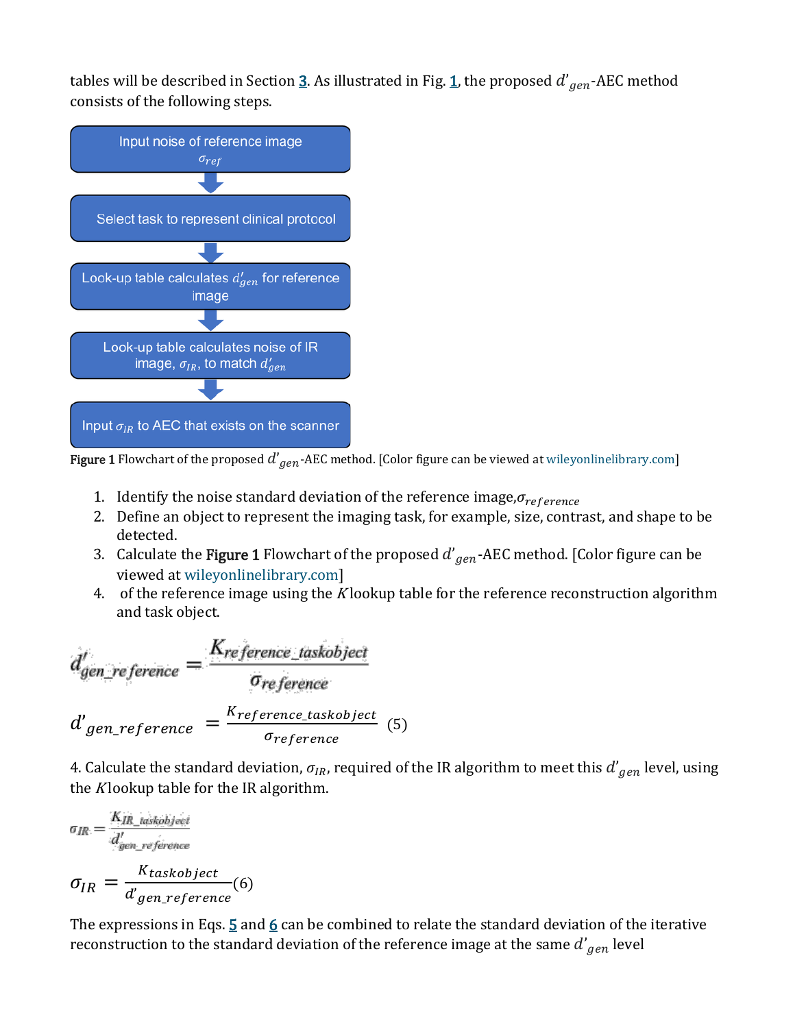tables will be described in Section 3. As illustrated in Fig. 1, the proposed $d'_{gen}$-AEC method consists of the following steps.

Input noise of reference image $\sigma_{ref}$

Select task to represent clinical protocol

Look-up table calculates $d'_{gen}$ for reference image

Look-up table calculates noise of IR image, $\sigma_{IR}$, to match $d'_{gen}$

Input $\sigma_{IR}$ to AEC that exists on the scanner

**Figure 1** Flowchart of the proposed $d'_{gen}$-AEC method. [Color figure can be viewed at wileyonlinelibrary.com]

1. Identify the noise standard deviation of the reference image,$\sigma_{reference}$
2. Define an object to represent the imaging task, for example, size, contrast, and shape to be detected.
3. Calculate the **Figure 1** Flowchart of the proposed $d'_{gen}$-AEC method. [Color figure can be viewed at wileyonlinelibrary.com]
4. of the reference image using the $K$ lookup table for the reference reconstruction algorithm and task object.

$$d'_{gen\_reference} = \frac{K_{reference\_taskobject}}{\sigma_{reference}}$$

$$d'_{gen\_reference} = \frac{K_{reference\_taskobject}}{\sigma_{reference}} \quad (5)$$

4. Calculate the standard deviation, $\sigma_{IR}$, required of the IR algorithm to meet this $d'_{gen}$ level, using the $K$ lookup table for the IR algorithm.

$$\sigma_{IR} = \frac{K_{IR\_taskobject}}{d'_{gen\_reference}}$$

$$\sigma_{IR} = \frac{K_{taskobject}}{d'_{gen\_reference}} \quad (6)$$

The expressions in Eqs. 5 and 6 can be combined to relate the standard deviation of the iterative reconstruction to the standard deviation of the reference image at the same $d'_{gen}$ level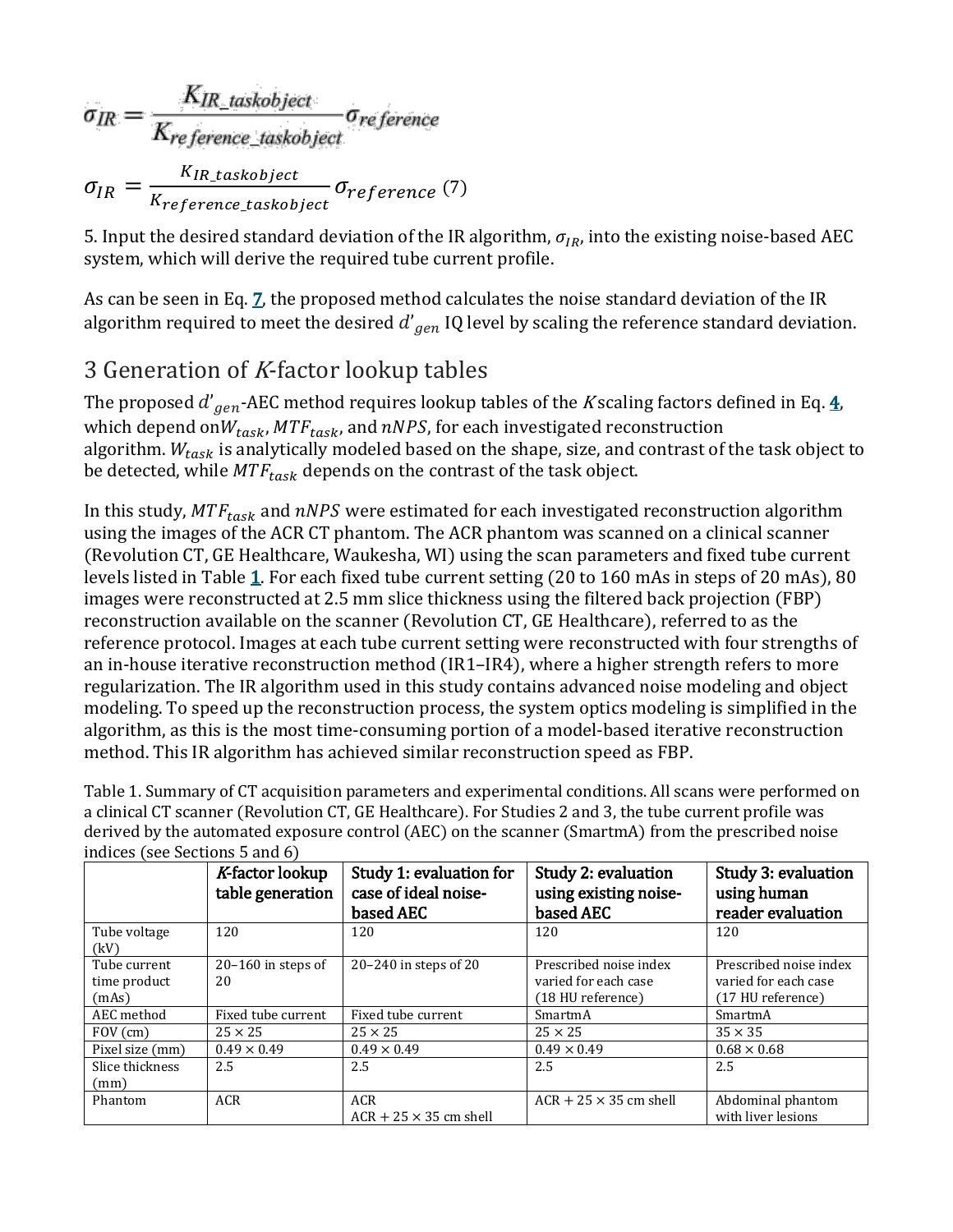$$\sigma_{IR} = \frac{K_{IR\_taskobject}}{K_{reference\_taskobject}} \sigma_{reference}$$

$$\sigma_{IR} = \frac{K_{IR\_taskobject}}{K_{reference\_taskobject}} \sigma_{reference} \quad (7)$$

5. Input the desired standard deviation of the IR algorithm, $\sigma_{IR}$, into the existing noise-based AEC system, which will derive the required tube current profile.

As can be seen in Eq. 7, the proposed method calculates the noise standard deviation of the IR algorithm required to meet the desired $d'_{gen}$ IQ level by scaling the reference standard deviation.

## 3 Generation of $K$-factor lookup tables

The proposed $d'_{gen}$-AEC method requires lookup tables of the $K$ scaling factors defined in Eq. 4, which depend on $W_{task}$, $MTF_{task}$, and $nNPS$, for each investigated reconstruction algorithm. $W_{task}$ is analytically modeled based on the shape, size, and contrast of the task object to be detected, while $MTF_{task}$ depends on the contrast of the task object.

In this study, $MTF_{task}$ and $nNPS$ were estimated for each investigated reconstruction algorithm using the images of the ACR CT phantom. The ACR phantom was scanned on a clinical scanner (Revolution CT, GE Healthcare, Waukesha, WI) using the scan parameters and fixed tube current levels listed in Table 1. For each fixed tube current setting (20 to 160 mAs in steps of 20 mAs), 80 images were reconstructed at 2.5 mm slice thickness using the filtered back projection (FBP) reconstruction available on the scanner (Revolution CT, GE Healthcare), referred to as the reference protocol. Images at each tube current setting were reconstructed with four strengths of an in-house iterative reconstruction method (IR1–IR4), where a higher strength refers to more regularization. The IR algorithm used in this study contains advanced noise modeling and object modeling. To speed up the reconstruction process, the system optics modeling is simplified in the algorithm, as this is the most time-consuming portion of a model-based iterative reconstruction method. This IR algorithm has achieved similar reconstruction speed as FBP.

Table 1. Summary of CT acquisition parameters and experimental conditions. All scans were performed on a clinical CT scanner (Revolution CT, GE Healthcare). For Studies 2 and 3, the tube current profile was derived by the automated exposure control (AEC) on the scanner (SmartmA) from the prescribed noise indices (see Sections 5 and 6)

| | $K$-factor lookup table generation | Study 1: evaluation for case of ideal noise-based AEC | Study 2: evaluation using existing noise-based AEC | Study 3: evaluation using human reader evaluation |
|---|---|---|---|---|
| Tube voltage (kV) | 120 | 120 | 120 | 120 |
| Tube current time product (mAs) | 20–160 in steps of 20 | 20–240 in steps of 20 | Prescribed noise index varied for each case (18 HU reference) | Prescribed noise index varied for each case (17 HU reference) |
| AEC method | Fixed tube current | Fixed tube current | SmartmA | SmartmA |
| FOV (cm) | 25 × 25 | 25 × 25 | 25 × 25 | 35 × 35 |
| Pixel size (mm) | 0.49 × 0.49 | 0.49 × 0.49 | 0.49 × 0.49 | 0.68 × 0.68 |
| Slice thickness (mm) | 2.5 | 2.5 | 2.5 | 2.5 |
| Phantom | ACR | ACR<br>ACR + 25 × 35 cm shell | ACR + 25 × 35 cm shell | Abdominal phantom with liver lesions |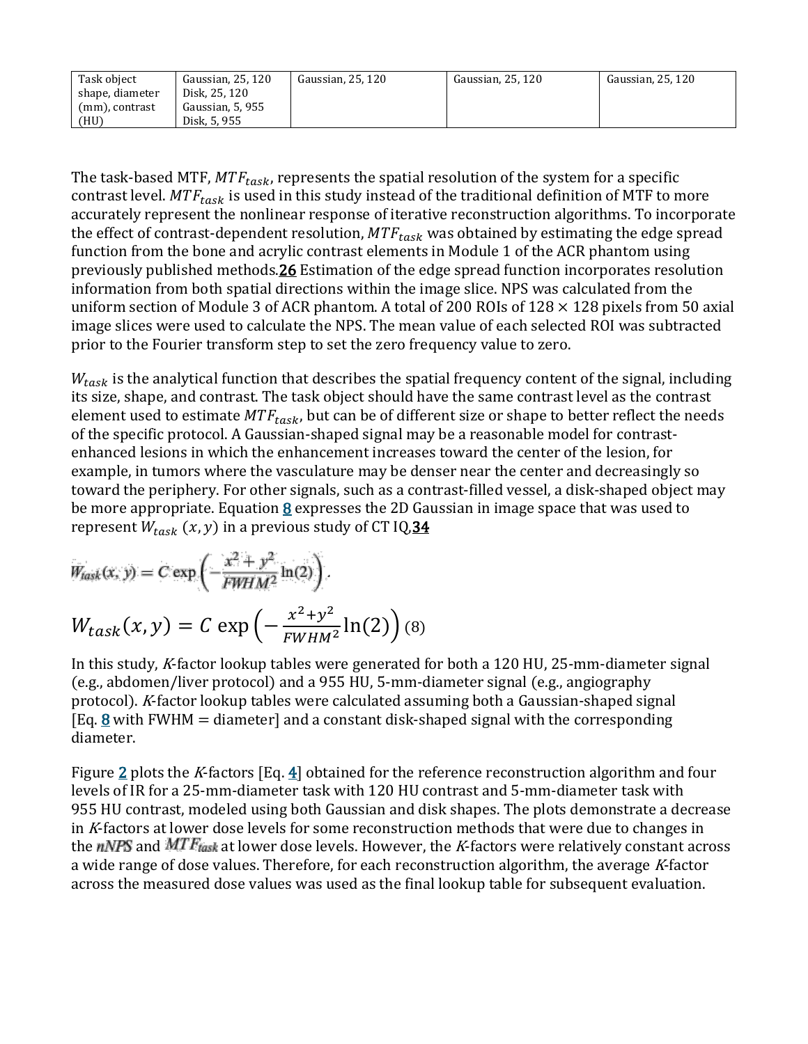| Task object shape, diameter (mm), contrast (HU) | Gaussian, 25, 120<br>Disk, 25, 120<br>Gaussian, 5, 955<br>Disk, 5, 955 | Gaussian, 25, 120 | Gaussian, 25, 120 | Gaussian, 25, 120 |
|---|---|---|---|---|

The task-based MTF, $MTF_{task}$, represents the spatial resolution of the system for a specific contrast level. $MTF_{task}$ is used in this study instead of the traditional definition of MTF to more accurately represent the nonlinear response of iterative reconstruction algorithms. To incorporate the effect of contrast-dependent resolution, $MTF_{task}$ was obtained by estimating the edge spread function from the bone and acrylic contrast elements in Module 1 of the ACR phantom using previously published methods.[26] Estimation of the edge spread function incorporates resolution information from both spatial directions within the image slice. NPS was calculated from the uniform section of Module 3 of ACR phantom. A total of 200 ROIs of 128 × 128 pixels from 50 axial image slices were used to calculate the NPS. The mean value of each selected ROI was subtracted prior to the Fourier transform step to set the zero frequency value to zero.

$W_{task}$ is the analytical function that describes the spatial frequency content of the signal, including its size, shape, and contrast. The task object should have the same contrast level as the contrast element used to estimate $MTF_{task}$, but can be of different size or shape to better reflect the needs of the specific protocol. A Gaussian-shaped signal may be a reasonable model for contrast-enhanced lesions in which the enhancement increases toward the center of the lesion, for example, in tumors where the vasculature may be denser near the center and decreasingly so toward the periphery. For other signals, such as a contrast-filled vessel, a disk-shaped object may be more appropriate. Equation 8 expresses the 2D Gaussian in image space that was used to represent $W_{task}(x, y)$ in a previous study of CT IQ,[34]

$$W_{task}(x,y) = C \exp\left(-\frac{x^2+y^2}{FWHM^2}\ln(2)\right) \quad (8)$$

In this study, *K*-factor lookup tables were generated for both a 120 HU, 25-mm-diameter signal (e.g., abdomen/liver protocol) and a 955 HU, 5-mm-diameter signal (e.g., angiography protocol). *K*-factor lookup tables were calculated assuming both a Gaussian-shaped signal [Eq. 8 with FWHM = diameter] and a constant disk-shaped signal with the corresponding diameter.

Figure 2 plots the *K*-factors [Eq. 4] obtained for the reference reconstruction algorithm and four levels of IR for a 25-mm-diameter task with 120 HU contrast and 5-mm-diameter task with 955 HU contrast, modeled using both Gaussian and disk shapes. The plots demonstrate a decrease in *K*-factors at lower dose levels for some reconstruction methods that were due to changes in the $nNPS$ and $MTF_{task}$ at lower dose levels. However, the *K*-factors were relatively constant across a wide range of dose values. Therefore, for each reconstruction algorithm, the average *K*-factor across the measured dose values was used as the final lookup table for subsequent evaluation.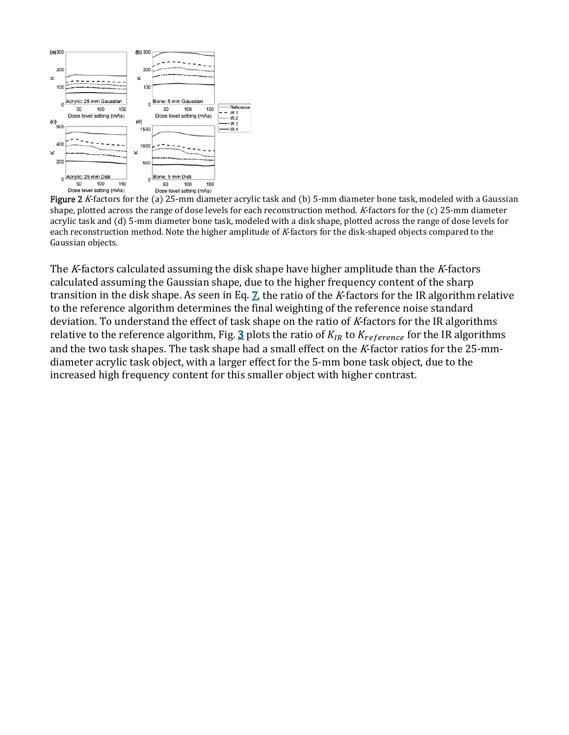Figure 2 *K*-factors for the (a) 25-mm diameter acrylic task and (b) 5-mm diameter bone task, modeled with a Gaussian shape, plotted across the range of dose levels for each reconstruction method. *K*-factors for the (c) 25-mm diameter acrylic task and (d) 5-mm diameter bone task, modeled with a disk shape, plotted across the range of dose levels for each reconstruction method. Note the higher amplitude of *K*-factors for the disk-shaped objects compared to the Gaussian objects.

The *K*-factors calculated assuming the disk shape have higher amplitude than the *K*-factors calculated assuming the Gaussian shape, due to the higher frequency content of the sharp transition in the disk shape. As seen in Eq. 7, the ratio of the *K*-factors for the IR algorithm relative to the reference algorithm determines the final weighting of the reference noise standard deviation. To understand the effect of task shape on the ratio of *K*-factors for the IR algorithms relative to the reference algorithm, Fig. 3 plots the ratio of $K_{IR}$ to $K_{reference}$ for the IR algorithms and the two task shapes. The task shape had a small effect on the *K*-factor ratios for the 25-mm-diameter acrylic task object, with a larger effect for the 5-mm bone task object, due to the increased high frequency content for this smaller object with higher contrast.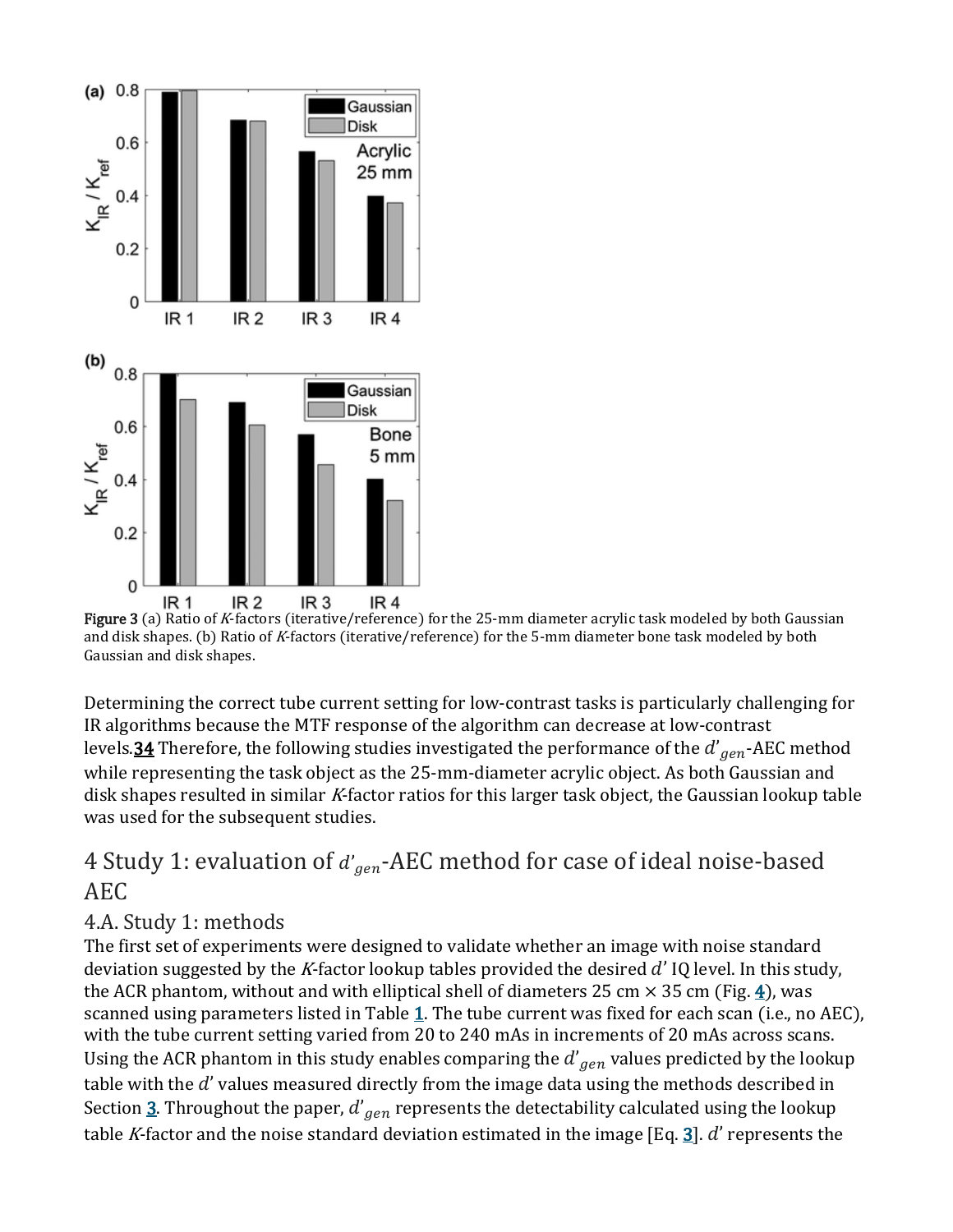**Figure 3** (a) Ratio of $K$-factors (iterative/reference) for the 25-mm diameter acrylic task modeled by both Gaussian and disk shapes. (b) Ratio of $K$-factors (iterative/reference) for the 5-mm diameter bone task modeled by both Gaussian and disk shapes.

Determining the correct tube current setting for low-contrast tasks is particularly challenging for IR algorithms because the MTF response of the algorithm can decrease at low-contrast levels.[34] Therefore, the following studies investigated the performance of the $d'_{gen}$-AEC method while representing the task object as the 25-mm-diameter acrylic object. As both Gaussian and disk shapes resulted in similar $K$-factor ratios for this larger task object, the Gaussian lookup table was used for the subsequent studies.

## 4 Study 1: evaluation of $d'_{gen}$-AEC method for case of ideal noise-based AEC

### 4.A. Study 1: methods

The first set of experiments were designed to validate whether an image with noise standard deviation suggested by the $K$-factor lookup tables provided the desired $d'$ IQ level. In this study, the ACR phantom, without and with elliptical shell of diameters 25 cm × 35 cm (Fig. 4), was scanned using parameters listed in Table 1. The tube current was fixed for each scan (i.e., no AEC), with the tube current setting varied from 20 to 240 mAs in increments of 20 mAs across scans. Using the ACR phantom in this study enables comparing the $d'_{gen}$ values predicted by the lookup table with the $d'$ values measured directly from the image data using the methods described in Section 3. Throughout the paper, $d'_{gen}$ represents the detectability calculated using the lookup table $K$-factor and the noise standard deviation estimated in the image [Eq. 3]. $d'$ represents the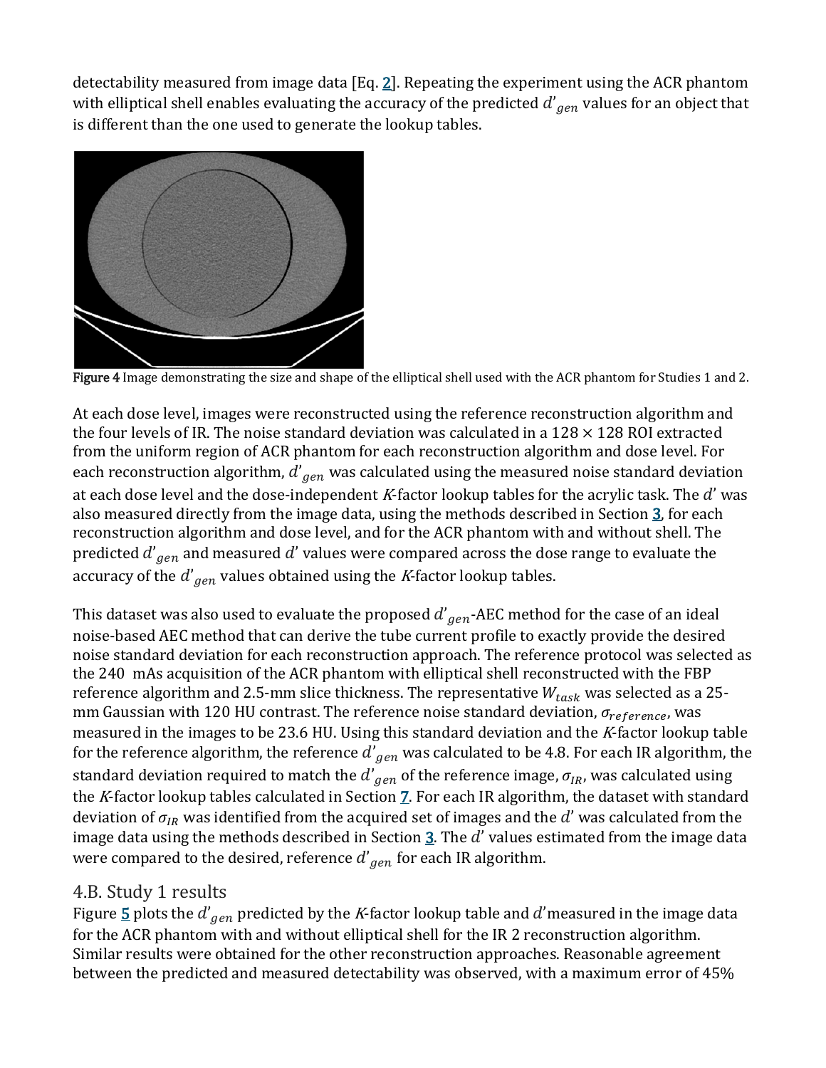detectability measured from image data [Eq. 2]. Repeating the experiment using the ACR phantom with elliptical shell enables evaluating the accuracy of the predicted $d'_{gen}$ values for an object that is different than the one used to generate the lookup tables.

**Figure 4** Image demonstrating the size and shape of the elliptical shell used with the ACR phantom for Studies 1 and 2.

At each dose level, images were reconstructed using the reference reconstruction algorithm and the four levels of IR. The noise standard deviation was calculated in a 128 × 128 ROI extracted from the uniform region of ACR phantom for each reconstruction algorithm and dose level. For each reconstruction algorithm, $d'_{gen}$ was calculated using the measured noise standard deviation at each dose level and the dose-independent *K*-factor lookup tables for the acrylic task. The $d'$ was also measured directly from the image data, using the methods described in Section 3, for each reconstruction algorithm and dose level, and for the ACR phantom with and without shell. The predicted $d'_{gen}$ and measured $d'$ values were compared across the dose range to evaluate the accuracy of the $d'_{gen}$ values obtained using the *K*-factor lookup tables.

This dataset was also used to evaluate the proposed $d'_{gen}$-AEC method for the case of an ideal noise-based AEC method that can derive the tube current profile to exactly provide the desired noise standard deviation for each reconstruction approach. The reference protocol was selected as the 240 mAs acquisition of the ACR phantom with elliptical shell reconstructed with the FBP reference algorithm and 2.5-mm slice thickness. The representative $W_{task}$ was selected as a 25-mm Gaussian with 120 HU contrast. The reference noise standard deviation, $\sigma_{reference}$, was measured in the images to be 23.6 HU. Using this standard deviation and the *K*-factor lookup table for the reference algorithm, the reference $d'_{gen}$ was calculated to be 4.8. For each IR algorithm, the standard deviation required to match the $d'_{gen}$ of the reference image, $\sigma_{IR}$, was calculated using the *K*-factor lookup tables calculated in Section 7. For each IR algorithm, the dataset with standard deviation of $\sigma_{IR}$ was identified from the acquired set of images and the $d'$ was calculated from the image data using the methods described in Section 3. The $d'$ values estimated from the image data were compared to the desired, reference $d'_{gen}$ for each IR algorithm.

## 4.B. Study 1 results

Figure 5 plots the $d'_{gen}$ predicted by the *K*-factor lookup table and $d'$ measured in the image data for the ACR phantom with and without elliptical shell for the IR 2 reconstruction algorithm. Similar results were obtained for the other reconstruction approaches. Reasonable agreement between the predicted and measured detectability was observed, with a maximum error of 45%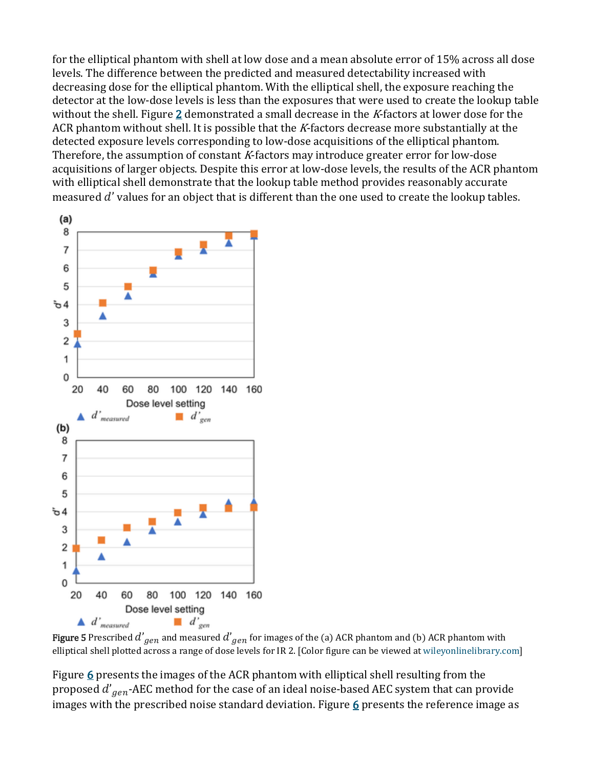for the elliptical phantom with shell at low dose and a mean absolute error of 15% across all dose levels. The difference between the predicted and measured detectability increased with decreasing dose for the elliptical phantom. With the elliptical shell, the exposure reaching the detector at the low-dose levels is less than the exposures that were used to create the lookup table without the shell. Figure 2 demonstrated a small decrease in the *K*-factors at lower dose for the ACR phantom without shell. It is possible that the *K*-factors decrease more substantially at the detected exposure levels corresponding to low-dose acquisitions of the elliptical phantom. Therefore, the assumption of constant *K*-factors may introduce greater error for low-dose acquisitions of larger objects. Despite this error at low-dose levels, the results of the ACR phantom with elliptical shell demonstrate that the lookup table method provides reasonably accurate measured $d'$ values for an object that is different than the one used to create the lookup tables.

**Figure 5** Prescribed $d'_{gen}$ and measured $d'_{gen}$ for images of the (a) ACR phantom and (b) ACR phantom with elliptical shell plotted across a range of dose levels for IR 2. [Color figure can be viewed at wileyonlinelibrary.com]

Figure 6 presents the images of the ACR phantom with elliptical shell resulting from the proposed $d'_{gen}$-AEC method for the case of an ideal noise-based AEC system that can provide images with the prescribed noise standard deviation. Figure 6 presents the reference image as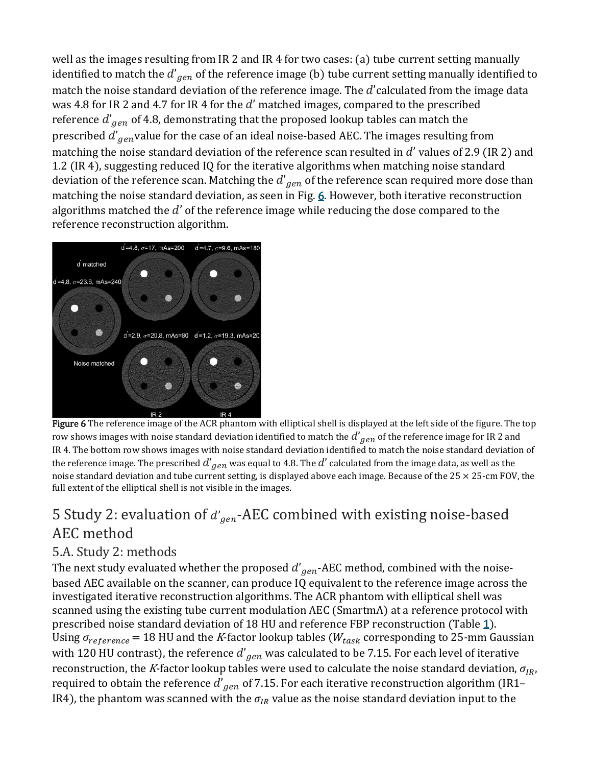well as the images resulting from IR 2 and IR 4 for two cases: (a) tube current setting manually identified to match the $d'_{gen}$ of the reference image (b) tube current setting manually identified to match the noise standard deviation of the reference image. The $d'$ calculated from the image data was 4.8 for IR 2 and 4.7 for IR 4 for the $d'$ matched images, compared to the prescribed reference $d'_{gen}$ of 4.8, demonstrating that the proposed lookup tables can match the prescribed $d'_{gen}$ value for the case of an ideal noise-based AEC. The images resulting from matching the noise standard deviation of the reference scan resulted in $d'$ values of 2.9 (IR 2) and 1.2 (IR 4), suggesting reduced IQ for the iterative algorithms when matching noise standard deviation of the reference scan. Matching the $d'_{gen}$ of the reference scan required more dose than matching the noise standard deviation, as seen in Fig. 6. However, both iterative reconstruction algorithms matched the $d'$ of the reference image while reducing the dose compared to the reference reconstruction algorithm.

**Figure 6** The reference image of the ACR phantom with elliptical shell is displayed at the left side of the figure. The top row shows images with noise standard deviation identified to match the $d'_{gen}$ of the reference image for IR 2 and IR 4. The bottom row shows images with noise standard deviation identified to match the noise standard deviation of the reference image. The prescribed $d'_{gen}$ was equal to 4.8. The $d'$ calculated from the image data, as well as the noise standard deviation and tube current setting, is displayed above each image. Because of the 25 × 25-cm FOV, the full extent of the elliptical shell is not visible in the images.

# 5 Study 2: evaluation of $d'_{gen}$-AEC combined with existing noise-based AEC method

## 5.A. Study 2: methods

The next study evaluated whether the proposed $d'_{gen}$-AEC method, combined with the noise-based AEC available on the scanner, can produce IQ equivalent to the reference image across the investigated iterative reconstruction algorithms. The ACR phantom with elliptical shell was scanned using the existing tube current modulation AEC (SmartmA) at a reference protocol with prescribed noise standard deviation of 18 HU and reference FBP reconstruction (Table 1). Using $\sigma_{reference} = 18$ HU and the *K*-factor lookup tables ($W_{task}$ corresponding to 25-mm Gaussian with 120 HU contrast), the reference $d'_{gen}$ was calculated to be 7.15. For each level of iterative reconstruction, the *K*-factor lookup tables were used to calculate the noise standard deviation, $\sigma_{IR}$, required to obtain the reference $d'_{gen}$ of 7.15. For each iterative reconstruction algorithm (IR1–IR4), the phantom was scanned with the $\sigma_{IR}$ value as the noise standard deviation input to the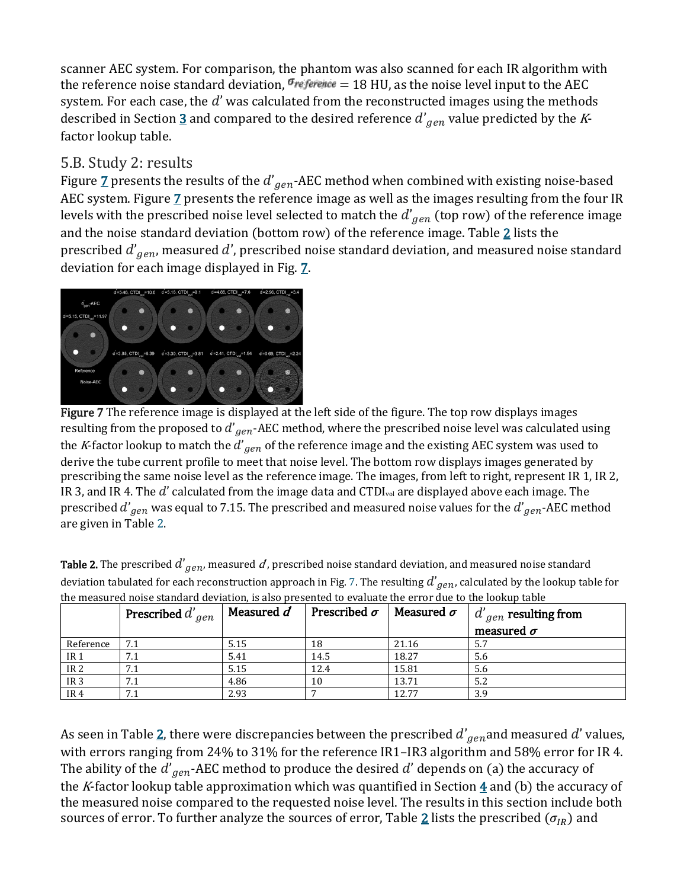scanner AEC system. For comparison, the phantom was also scanned for each IR algorithm with the reference noise standard deviation, $\sigma_{reference}$ = 18 HU, as the noise level input to the AEC system. For each case, the $d'$ was calculated from the reconstructed images using the methods described in Section **3** and compared to the desired reference $d'_{gen}$ value predicted by the *K*-factor lookup table.

## 5.B. Study 2: results

Figure **7** presents the results of the $d'_{gen}$-AEC method when combined with existing noise-based AEC system. Figure **7** presents the reference image as well as the images resulting from the four IR levels with the prescribed noise level selected to match the $d'_{gen}$ (top row) of the reference image and the noise standard deviation (bottom row) of the reference image. Table **2** lists the prescribed $d'_{gen}$, measured $d'$, prescribed noise standard deviation, and measured noise standard deviation for each image displayed in Fig. **7**.

**Figure 7** The reference image is displayed at the left side of the figure. The top row displays images resulting from the proposed to $d'_{gen}$-AEC method, where the prescribed noise level was calculated using the *K*-factor lookup to match the $d'_{gen}$ of the reference image and the existing AEC system was used to derive the tube current profile to meet that noise level. The bottom row displays images generated by prescribing the same noise level as the reference image. The images, from left to right, represent IR 1, IR 2, IR 3, and IR 4. The $d'$ calculated from the image data and $CTDI_{vol}$ are displayed above each image. The prescribed $d'_{gen}$ was equal to 7.15. The prescribed and measured noise values for the $d'_{gen}$-AEC method are given in Table 2.

**Table 2.** The prescribed $d'_{gen}$, measured $d$, prescribed noise standard deviation, and measured noise standard deviation tabulated for each reconstruction approach in Fig. 7. The resulting $d'_{gen}$, calculated by the lookup table for the measured noise standard deviation, is also presented to evaluate the error due to the lookup table

| | Prescribed $d'_{gen}$ | Measured $d$ | Prescribed $\sigma$ | Measured $\sigma$ | $d'_{gen}$ resulting from measured $\sigma$ |
|---|---|---|---|---|---|
| Reference | 7.1 | 5.15 | 18 | 21.16 | 5.7 |
| IR 1 | 7.1 | 5.41 | 14.5 | 18.27 | 5.6 |
| IR 2 | 7.1 | 5.15 | 12.4 | 15.81 | 5.6 |
| IR 3 | 7.1 | 4.86 | 10 | 13.71 | 5.2 |
| IR 4 | 7.1 | 2.93 | 7 | 12.77 | 3.9 |

As seen in Table **2**, there were discrepancies between the prescribed $d'_{gen}$and measured $d'$ values, with errors ranging from 24% to 31% for the reference IR1–IR3 algorithm and 58% error for IR 4. The ability of the $d'_{gen}$-AEC method to produce the desired $d'$ depends on (a) the accuracy of the *K*-factor lookup table approximation which was quantified in Section **4** and (b) the accuracy of the measured noise compared to the requested noise level. The results in this section include both sources of error. To further analyze the sources of error, Table **2** lists the prescribed ($\sigma_{IR}$) and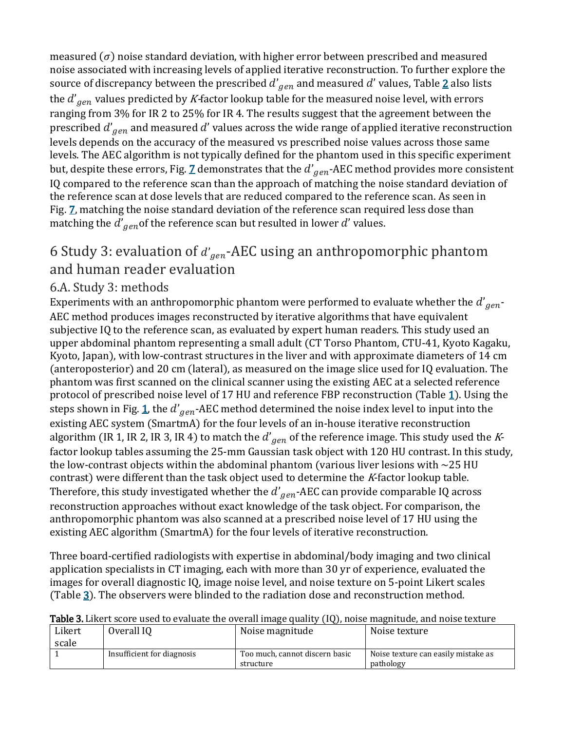measured ($\sigma$) noise standard deviation, with higher error between prescribed and measured noise associated with increasing levels of applied iterative reconstruction. To further explore the source of discrepancy between the prescribed $d'_{gen}$ and measured $d'$ values, Table 2 also lists the $d'_{gen}$ values predicted by *K*-factor lookup table for the measured noise level, with errors ranging from 3% for IR 2 to 25% for IR 4. The results suggest that the agreement between the prescribed $d'_{gen}$ and measured $d'$ values across the wide range of applied iterative reconstruction levels depends on the accuracy of the measured vs prescribed noise values across those same levels. The AEC algorithm is not typically defined for the phantom used in this specific experiment but, despite these errors, Fig. 7 demonstrates that the $d'_{gen}$-AEC method provides more consistent IQ compared to the reference scan than the approach of matching the noise standard deviation of the reference scan at dose levels that are reduced compared to the reference scan. As seen in Fig. 7, matching the noise standard deviation of the reference scan required less dose than matching the $d'_{gen}$of the reference scan but resulted in lower $d'$ values.

# 6 Study 3: evaluation of $d'_{gen}$-AEC using an anthropomorphic phantom and human reader evaluation

## 6.A. Study 3: methods

Experiments with an anthropomorphic phantom were performed to evaluate whether the $d'_{gen}$-AEC method produces images reconstructed by iterative algorithms that have equivalent subjective IQ to the reference scan, as evaluated by expert human readers. This study used an upper abdominal phantom representing a small adult (CT Torso Phantom, CTU-41, Kyoto Kagaku, Kyoto, Japan), with low-contrast structures in the liver and with approximate diameters of 14 cm (anteroposterior) and 20 cm (lateral), as measured on the image slice used for IQ evaluation. The phantom was first scanned on the clinical scanner using the existing AEC at a selected reference protocol of prescribed noise level of 17 HU and reference FBP reconstruction (Table 1). Using the steps shown in Fig. 1, the $d'_{gen}$-AEC method determined the noise index level to input into the existing AEC system (SmartmA) for the four levels of an in-house iterative reconstruction algorithm (IR 1, IR 2, IR 3, IR 4) to match the $d'_{gen}$ of the reference image. This study used the *K*-factor lookup tables assuming the 25-mm Gaussian task object with 120 HU contrast. In this study, the low-contrast objects within the abdominal phantom (various liver lesions with ~25 HU contrast) were different than the task object used to determine the *K*-factor lookup table. Therefore, this study investigated whether the $d'_{gen}$-AEC can provide comparable IQ across reconstruction approaches without exact knowledge of the task object. For comparison, the anthropomorphic phantom was also scanned at a prescribed noise level of 17 HU using the existing AEC algorithm (SmartmA) for the four levels of iterative reconstruction.

Three board-certified radiologists with expertise in abdominal/body imaging and two clinical application specialists in CT imaging, each with more than 30 yr of experience, evaluated the images for overall diagnostic IQ, image noise level, and noise texture on 5-point Likert scales (Table 3). The observers were blinded to the radiation dose and reconstruction method.

**Table 3.** Likert score used to evaluate the overall image quality (IQ), noise magnitude, and noise texture

| Likert scale | Overall IQ | Noise magnitude | Noise texture |
|---|---|---|---|
| 1 | Insufficient for diagnosis | Too much, cannot discern basic structure | Noise texture can easily mistake as pathology |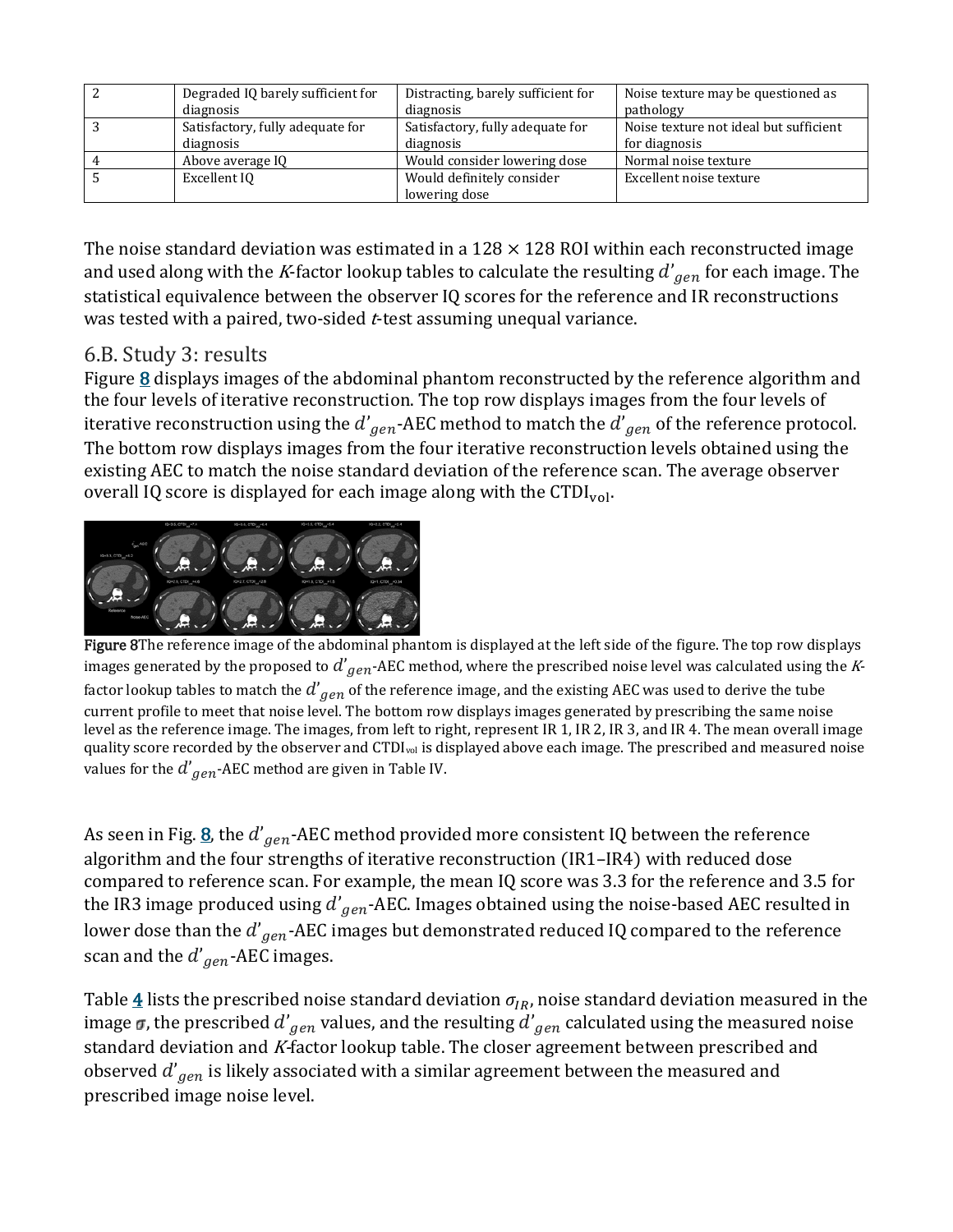| 2 | Degraded IQ barely sufficient for diagnosis | Distracting, barely sufficient for diagnosis | Noise texture may be questioned as pathology |
|---|---|---|---|
| 3 | Satisfactory, fully adequate for diagnosis | Satisfactory, fully adequate for diagnosis | Noise texture not ideal but sufficient for diagnosis |
| 4 | Above average IQ | Would consider lowering dose | Normal noise texture |
| 5 | Excellent IQ | Would definitely consider lowering dose | Excellent noise texture |

The noise standard deviation was estimated in a 128 × 128 ROI within each reconstructed image and used along with the *K*-factor lookup tables to calculate the resulting $d'_{gen}$ for each image. The statistical equivalence between the observer IQ scores for the reference and IR reconstructions was tested with a paired, two-sided *t*-test assuming unequal variance.

## 6.B. Study 3: results

Figure 8 displays images of the abdominal phantom reconstructed by the reference algorithm and the four levels of iterative reconstruction. The top row displays images from the four levels of iterative reconstruction using the $d'_{gen}$-AEC method to match the $d'_{gen}$ of the reference protocol. The bottom row displays images from the four iterative reconstruction levels obtained using the existing AEC to match the noise standard deviation of the reference scan. The average observer overall IQ score is displayed for each image along with the $CTDI_{vol}$.

Figure 8The reference image of the abdominal phantom is displayed at the left side of the figure. The top row displays images generated by the proposed to $d'_{gen}$-AEC method, where the prescribed noise level was calculated using the *K*-factor lookup tables to match the $d'_{gen}$ of the reference image, and the existing AEC was used to derive the tube current profile to meet that noise level. The bottom row displays images generated by prescribing the same noise level as the reference image. The images, from left to right, represent IR 1, IR 2, IR 3, and IR 4. The mean overall image quality score recorded by the observer and $CTDI_{vol}$ is displayed above each image. The prescribed and measured noise values for the $d'_{gen}$-AEC method are given in Table IV.

As seen in Fig. 8, the $d'_{gen}$-AEC method provided more consistent IQ between the reference algorithm and the four strengths of iterative reconstruction (IR1–IR4) with reduced dose compared to reference scan. For example, the mean IQ score was 3.3 for the reference and 3.5 for the IR3 image produced using $d'_{gen}$-AEC. Images obtained using the noise-based AEC resulted in lower dose than the $d'_{gen}$-AEC images but demonstrated reduced IQ compared to the reference scan and the $d'_{gen}$-AEC images.

Table 4 lists the prescribed noise standard deviation $\sigma_{IR}$, noise standard deviation measured in the image $\sigma$, the prescribed $d'_{gen}$ values, and the resulting $d'_{gen}$ calculated using the measured noise standard deviation and *K*-factor lookup table. The closer agreement between prescribed and observed $d'_{gen}$ is likely associated with a similar agreement between the measured and prescribed image noise level.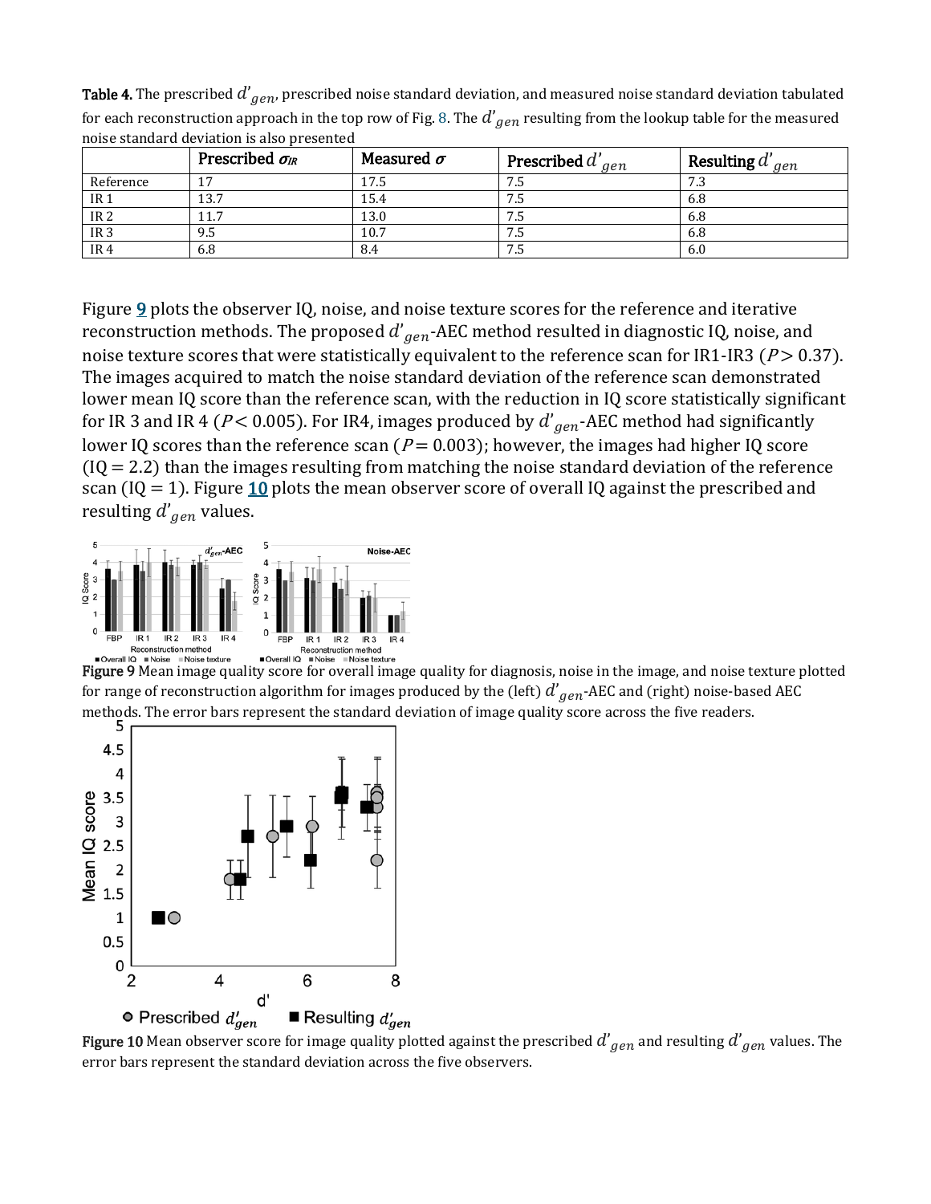**Table 4.** The prescribed $d'_{gen}$, prescribed noise standard deviation, and measured noise standard deviation tabulated for each reconstruction approach in the top row of Fig. 8. The $d'_{gen}$ resulting from the lookup table for the measured noise standard deviation is also presented

| | Prescribed $\sigma_{IR}$ | Measured $\sigma$ | Prescribed $d'_{gen}$ | Resulting $d'_{gen}$ |
|---|---|---|---|---|
| Reference | 17 | 17.5 | 7.5 | 7.3 |
| IR 1 | 13.7 | 15.4 | 7.5 | 6.8 |
| IR 2 | 11.7 | 13.0 | 7.5 | 6.8 |
| IR 3 | 9.5 | 10.7 | 7.5 | 6.8 |
| IR 4 | 6.8 | 8.4 | 7.5 | 6.0 |

Figure **9** plots the observer IQ, noise, and noise texture scores for the reference and iterative reconstruction methods. The proposed $d'_{gen}$-AEC method resulted in diagnostic IQ, noise, and noise texture scores that were statistically equivalent to the reference scan for IR1-IR3 ($P > 0.37$). The images acquired to match the noise standard deviation of the reference scan demonstrated lower mean IQ score than the reference scan, with the reduction in IQ score statistically significant for IR 3 and IR 4 ($P < 0.005$). For IR4, images produced by $d'_{gen}$-AEC method had significantly lower IQ scores than the reference scan ($P = 0.003$); however, the images had higher IQ score ($IQ = 2.2$) than the images resulting from matching the noise standard deviation of the reference scan ($IQ = 1$). Figure **10** plots the mean observer score of overall IQ against the prescribed and resulting $d'_{gen}$ values.

**Figure 9** Mean image quality score for overall image quality for diagnosis, noise in the image, and noise texture plotted for range of reconstruction algorithm for images produced by the (left) $d'_{gen}$-AEC and (right) noise-based AEC methods. The error bars represent the standard deviation of image quality score across the five readers.

**Figure 10** Mean observer score for image quality plotted against the prescribed $d'_{gen}$ and resulting $d'_{gen}$ values. The error bars represent the standard deviation across the five observers.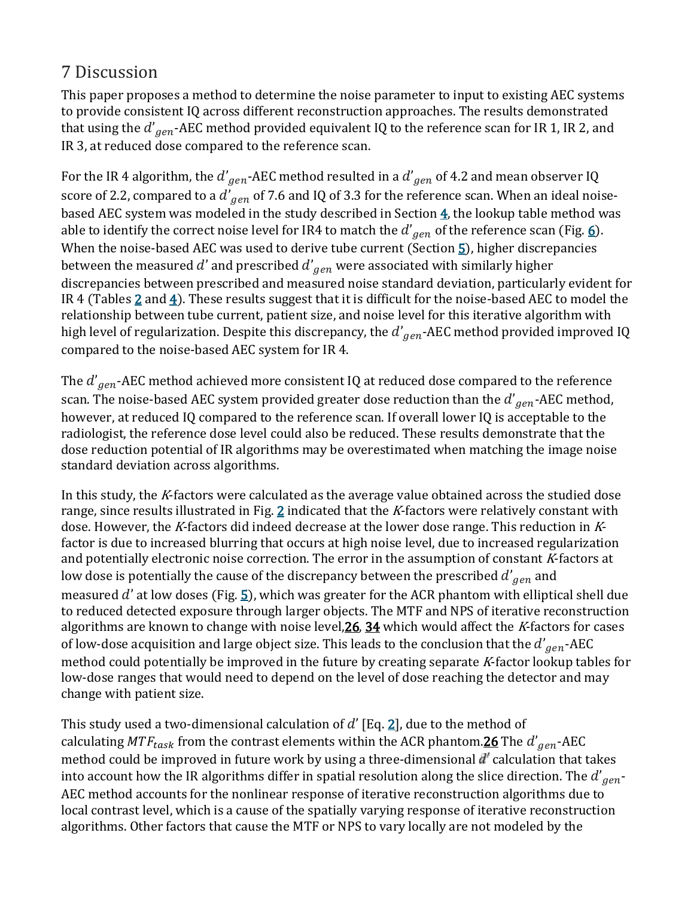## 7 Discussion

This paper proposes a method to determine the noise parameter to input to existing AEC systems to provide consistent IQ across different reconstruction approaches. The results demonstrated that using the $d'_{gen}$-AEC method provided equivalent IQ to the reference scan for IR 1, IR 2, and IR 3, at reduced dose compared to the reference scan.

For the IR 4 algorithm, the $d'_{gen}$-AEC method resulted in a $d'_{gen}$ of 4.2 and mean observer IQ score of 2.2, compared to a $d'_{gen}$ of 7.6 and IQ of 3.3 for the reference scan. When an ideal noise-based AEC system was modeled in the study described in Section 4, the lookup table method was able to identify the correct noise level for IR4 to match the $d'_{gen}$ of the reference scan (Fig. 6). When the noise-based AEC was used to derive tube current (Section 5), higher discrepancies between the measured $d'$ and prescribed $d'_{gen}$ were associated with similarly higher discrepancies between prescribed and measured noise standard deviation, particularly evident for IR 4 (Tables 2 and 4). These results suggest that it is difficult for the noise-based AEC to model the relationship between tube current, patient size, and noise level for this iterative algorithm with high level of regularization. Despite this discrepancy, the $d'_{gen}$-AEC method provided improved IQ compared to the noise-based AEC system for IR 4.

The $d'_{gen}$-AEC method achieved more consistent IQ at reduced dose compared to the reference scan. The noise-based AEC system provided greater dose reduction than the $d'_{gen}$-AEC method, however, at reduced IQ compared to the reference scan. If overall lower IQ is acceptable to the radiologist, the reference dose level could also be reduced. These results demonstrate that the dose reduction potential of IR algorithms may be overestimated when matching the image noise standard deviation across algorithms.

In this study, the $K$-factors were calculated as the average value obtained across the studied dose range, since results illustrated in Fig. 2 indicated that the $K$-factors were relatively constant with dose. However, the $K$-factors did indeed decrease at the lower dose range. This reduction in $K$-factor is due to increased blurring that occurs at high noise level, due to increased regularization and potentially electronic noise correction. The error in the assumption of constant $K$-factors at low dose is potentially the cause of the discrepancy between the prescribed $d'_{gen}$ and measured $d'$ at low doses (Fig. 5), which was greater for the ACR phantom with elliptical shell due to reduced detected exposure through larger objects. The MTF and NPS of iterative reconstruction algorithms are known to change with noise level,[26, 34] which would affect the $K$-factors for cases of low-dose acquisition and large object size. This leads to the conclusion that the $d'_{gen}$-AEC method could potentially be improved in the future by creating separate $K$-factor lookup tables for low-dose ranges that would need to depend on the level of dose reaching the detector and may change with patient size.

This study used a two-dimensional calculation of $d'$ [Eq. 2], due to the method of calculating $MTF_{task}$ from the contrast elements within the ACR phantom.[26] The $d'_{gen}$-AEC method could be improved in future work by using a three-dimensional $d'$ calculation that takes into account how the IR algorithms differ in spatial resolution along the slice direction. The $d'_{gen}$-AEC method accounts for the nonlinear response of iterative reconstruction algorithms due to local contrast level, which is a cause of the spatially varying response of iterative reconstruction algorithms. Other factors that cause the MTF or NPS to vary locally are not modeled by the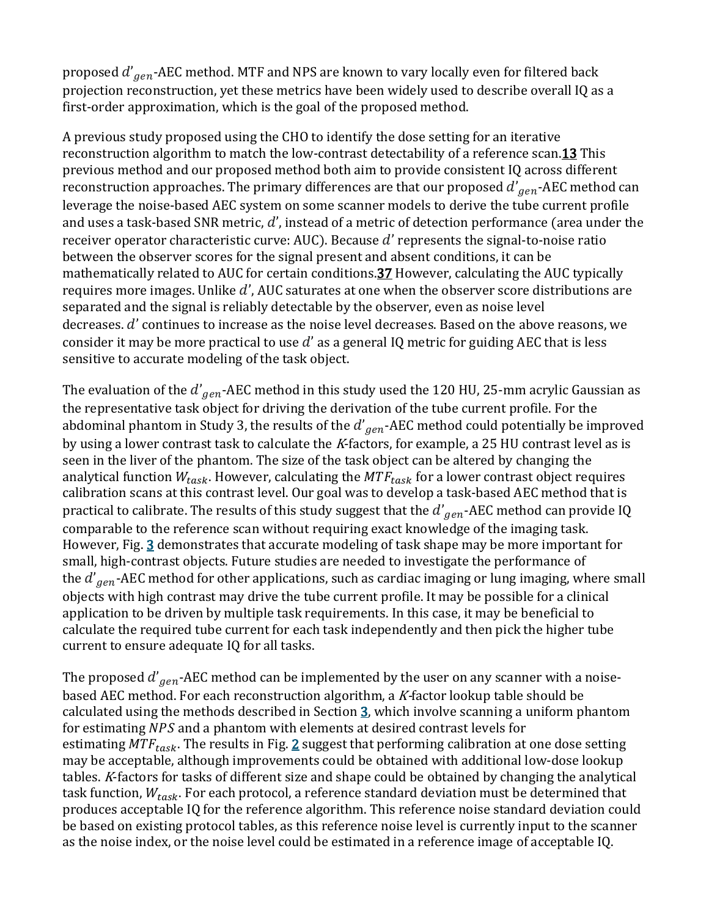proposed $d'_{gen}$-AEC method. MTF and NPS are known to vary locally even for filtered back projection reconstruction, yet these metrics have been widely used to describe overall IQ as a first-order approximation, which is the goal of the proposed method.

A previous study proposed using the CHO to identify the dose setting for an iterative reconstruction algorithm to match the low-contrast detectability of a reference scan.[13] This previous method and our proposed method both aim to provide consistent IQ across different reconstruction approaches. The primary differences are that our proposed $d'_{gen}$-AEC method can leverage the noise-based AEC system on some scanner models to derive the tube current profile and uses a task-based SNR metric, $d'$, instead of a metric of detection performance (area under the receiver operator characteristic curve: AUC). Because $d'$ represents the signal-to-noise ratio between the observer scores for the signal present and absent conditions, it can be mathematically related to AUC for certain conditions.[37] However, calculating the AUC typically requires more images. Unlike $d'$, AUC saturates at one when the observer score distributions are separated and the signal is reliably detectable by the observer, even as noise level decreases. $d'$ continues to increase as the noise level decreases. Based on the above reasons, we consider it may be more practical to use $d'$ as a general IQ metric for guiding AEC that is less sensitive to accurate modeling of the task object.

The evaluation of the $d'_{gen}$-AEC method in this study used the 120 HU, 25-mm acrylic Gaussian as the representative task object for driving the derivation of the tube current profile. For the abdominal phantom in Study 3, the results of the $d'_{gen}$-AEC method could potentially be improved by using a lower contrast task to calculate the $K$-factors, for example, a 25 HU contrast level as is seen in the liver of the phantom. The size of the task object can be altered by changing the analytical function $W_{task}$. However, calculating the $MTF_{task}$ for a lower contrast object requires calibration scans at this contrast level. Our goal was to develop a task-based AEC method that is practical to calibrate. The results of this study suggest that the $d'_{gen}$-AEC method can provide IQ comparable to the reference scan without requiring exact knowledge of the imaging task. However, Fig. 3 demonstrates that accurate modeling of task shape may be more important for small, high-contrast objects. Future studies are needed to investigate the performance of the $d'_{gen}$-AEC method for other applications, such as cardiac imaging or lung imaging, where small objects with high contrast may drive the tube current profile. It may be possible for a clinical application to be driven by multiple task requirements. In this case, it may be beneficial to calculate the required tube current for each task independently and then pick the higher tube current to ensure adequate IQ for all tasks.

The proposed $d'_{gen}$-AEC method can be implemented by the user on any scanner with a noise-based AEC method. For each reconstruction algorithm, a $K$-factor lookup table should be calculated using the methods described in Section 3, which involve scanning a uniform phantom for estimating $NPS$ and a phantom with elements at desired contrast levels for estimating $MTF_{task}$. The results in Fig. 2 suggest that performing calibration at one dose setting may be acceptable, although improvements could be obtained with additional low-dose lookup tables. $K$-factors for tasks of different size and shape could be obtained by changing the analytical task function, $W_{task}$. For each protocol, a reference standard deviation must be determined that produces acceptable IQ for the reference algorithm. This reference noise standard deviation could be based on existing protocol tables, as this reference noise level is currently input to the scanner as the noise index, or the noise level could be estimated in a reference image of acceptable IQ.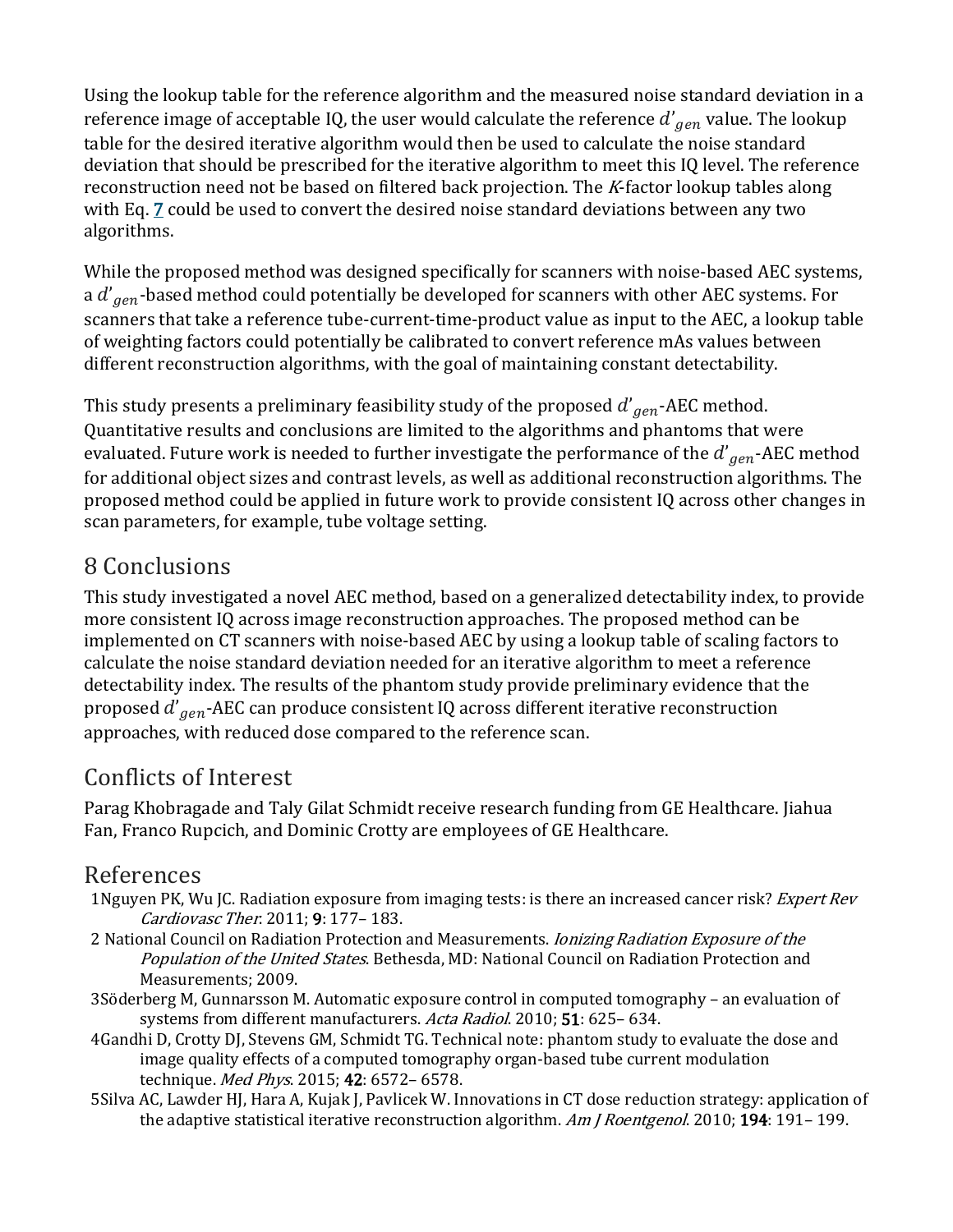Using the lookup table for the reference algorithm and the measured noise standard deviation in a reference image of acceptable IQ, the user would calculate the reference $d'_{gen}$ value. The lookup table for the desired iterative algorithm would then be used to calculate the noise standard deviation that should be prescribed for the iterative algorithm to meet this IQ level. The reference reconstruction need not be based on filtered back projection. The *K*-factor lookup tables along with Eq. 7 could be used to convert the desired noise standard deviations between any two algorithms.

While the proposed method was designed specifically for scanners with noise-based AEC systems, a $d'_{gen}$-based method could potentially be developed for scanners with other AEC systems. For scanners that take a reference tube-current-time-product value as input to the AEC, a lookup table of weighting factors could potentially be calibrated to convert reference mAs values between different reconstruction algorithms, with the goal of maintaining constant detectability.

This study presents a preliminary feasibility study of the proposed $d'_{gen}$-AEC method. Quantitative results and conclusions are limited to the algorithms and phantoms that were evaluated. Future work is needed to further investigate the performance of the $d'_{gen}$-AEC method for additional object sizes and contrast levels, as well as additional reconstruction algorithms. The proposed method could be applied in future work to provide consistent IQ across other changes in scan parameters, for example, tube voltage setting.

# 8 Conclusions

This study investigated a novel AEC method, based on a generalized detectability index, to provide more consistent IQ across image reconstruction approaches. The proposed method can be implemented on CT scanners with noise-based AEC by using a lookup table of scaling factors to calculate the noise standard deviation needed for an iterative algorithm to meet a reference detectability index. The results of the phantom study provide preliminary evidence that the proposed $d'_{gen}$-AEC can produce consistent IQ across different iterative reconstruction approaches, with reduced dose compared to the reference scan.

# Conflicts of Interest

Parag Khobragade and Taly Gilat Schmidt receive research funding from GE Healthcare. Jiahua Fan, Franco Rupcich, and Dominic Crotty are employees of GE Healthcare.

# References

1. Nguyen PK, Wu JC. Radiation exposure from imaging tests: is there an increased cancer risk? *Expert Rev Cardiovasc Ther*. 2011; **9**: 177– 183.
2. National Council on Radiation Protection and Measurements. *Ionizing Radiation Exposure of the Population of the United States*. Bethesda, MD: National Council on Radiation Protection and Measurements; 2009.
3. Söderberg M, Gunnarsson M. Automatic exposure control in computed tomography – an evaluation of systems from different manufacturers. *Acta Radiol*. 2010; **51**: 625– 634.
4. Gandhi D, Crotty DJ, Stevens GM, Schmidt TG. Technical note: phantom study to evaluate the dose and image quality effects of a computed tomography organ-based tube current modulation technique. *Med Phys*. 2015; **42**: 6572– 6578.
5. Silva AC, Lawder HJ, Hara A, Kujak J, Pavlicek W. Innovations in CT dose reduction strategy: application of the adaptive statistical iterative reconstruction algorithm. *Am J Roentgenol*. 2010; **194**: 191– 199.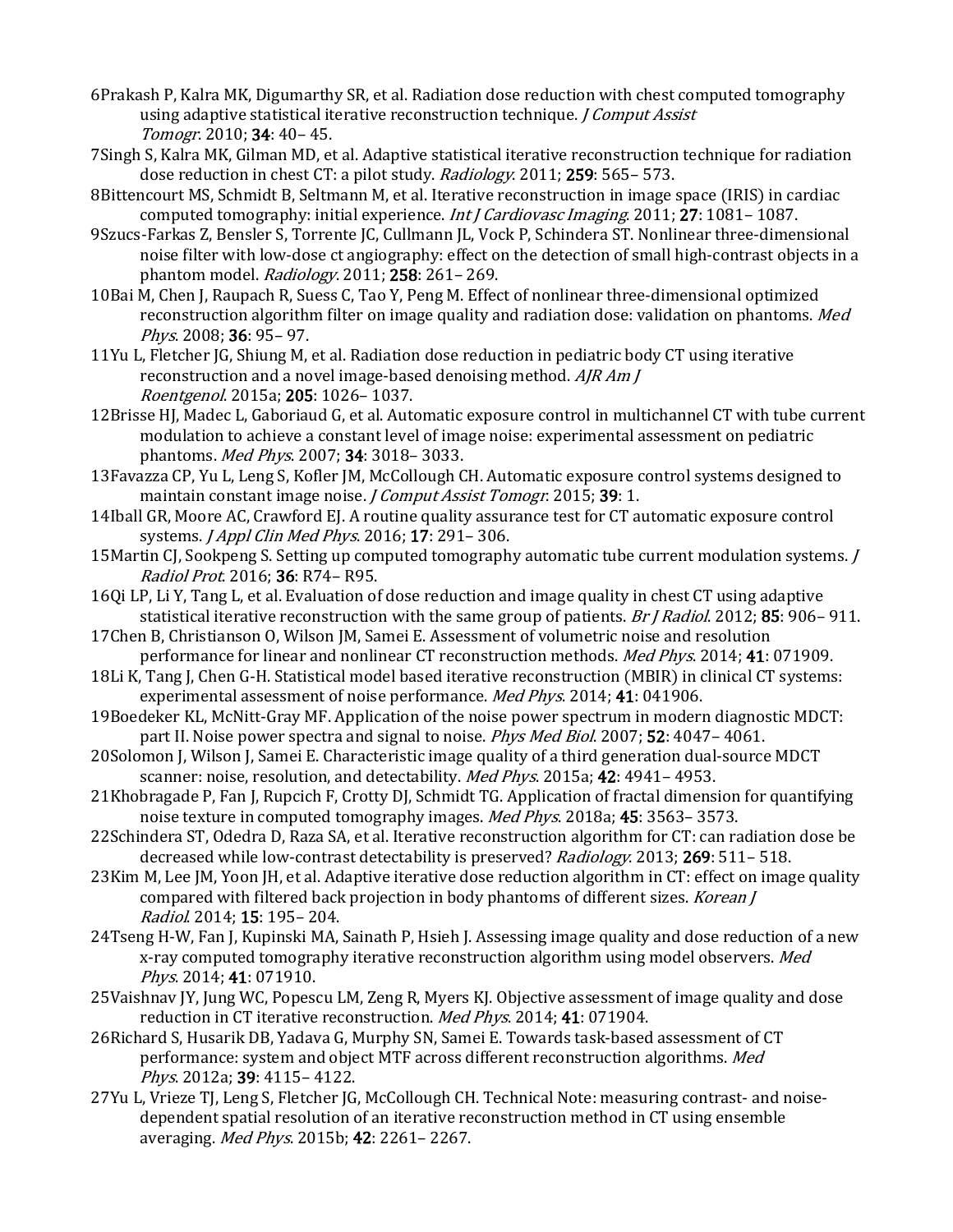6Prakash P, Kalra MK, Digumarthy SR, et al. Radiation dose reduction with chest computed tomography using adaptive statistical iterative reconstruction technique. *J Comput Assist Tomogr*. 2010; **34**: 40– 45.

7Singh S, Kalra MK, Gilman MD, et al. Adaptive statistical iterative reconstruction technique for radiation dose reduction in chest CT: a pilot study. *Radiology*. 2011; **259**: 565– 573.

8Bittencourt MS, Schmidt B, Seltmann M, et al. Iterative reconstruction in image space (IRIS) in cardiac computed tomography: initial experience. *Int J Cardiovasc Imaging*. 2011; **27**: 1081– 1087.

9Szucs-Farkas Z, Bensler S, Torrente JC, Cullmann JL, Vock P, Schindera ST. Nonlinear three-dimensional noise filter with low-dose ct angiography: effect on the detection of small high-contrast objects in a phantom model. *Radiology*. 2011; **258**: 261– 269.

10Bai M, Chen J, Raupach R, Suess C, Tao Y, Peng M. Effect of nonlinear three-dimensional optimized reconstruction algorithm filter on image quality and radiation dose: validation on phantoms. *Med Phys*. 2008; **36**: 95– 97.

11Yu L, Fletcher JG, Shiung M, et al. Radiation dose reduction in pediatric body CT using iterative reconstruction and a novel image-based denoising method. *AJR Am J Roentgenol*. 2015a; **205**: 1026– 1037.

12Brisse HJ, Madec L, Gaboriaud G, et al. Automatic exposure control in multichannel CT with tube current modulation to achieve a constant level of image noise: experimental assessment on pediatric phantoms. *Med Phys*. 2007; **34**: 3018– 3033.

13Favazza CP, Yu L, Leng S, Kofler JM, McCollough CH. Automatic exposure control systems designed to maintain constant image noise. *J Comput Assist Tomogr*. 2015; **39**: 1.

14Iball GR, Moore AC, Crawford EJ. A routine quality assurance test for CT automatic exposure control systems. *J Appl Clin Med Phys*. 2016; **17**: 291– 306.

15Martin CJ, Sookpeng S. Setting up computed tomography automatic tube current modulation systems. *J Radiol Prot*. 2016; **36**: R74– R95.

16Qi LP, Li Y, Tang L, et al. Evaluation of dose reduction and image quality in chest CT using adaptive statistical iterative reconstruction with the same group of patients. *Br J Radiol*. 2012; **85**: 906– 911.

17Chen B, Christianson O, Wilson JM, Samei E. Assessment of volumetric noise and resolution performance for linear and nonlinear CT reconstruction methods. *Med Phys*. 2014; **41**: 071909.

18Li K, Tang J, Chen G-H. Statistical model based iterative reconstruction (MBIR) in clinical CT systems: experimental assessment of noise performance. *Med Phys*. 2014; **41**: 041906.

19Boedeker KL, McNitt-Gray MF. Application of the noise power spectrum in modern diagnostic MDCT: part II. Noise power spectra and signal to noise. *Phys Med Biol*. 2007; **52**: 4047– 4061.

20Solomon J, Wilson J, Samei E. Characteristic image quality of a third generation dual-source MDCT scanner: noise, resolution, and detectability. *Med Phys*. 2015a; **42**: 4941– 4953.

21Khobragade P, Fan J, Rupcich F, Crotty DJ, Schmidt TG. Application of fractal dimension for quantifying noise texture in computed tomography images. *Med Phys*. 2018a; **45**: 3563– 3573.

22Schindera ST, Odedra D, Raza SA, et al. Iterative reconstruction algorithm for CT: can radiation dose be decreased while low-contrast detectability is preserved? *Radiology*. 2013; **269**: 511– 518.

23Kim M, Lee JM, Yoon JH, et al. Adaptive iterative dose reduction algorithm in CT: effect on image quality compared with filtered back projection in body phantoms of different sizes. *Korean J Radiol*. 2014; **15**: 195– 204.

24Tseng H-W, Fan J, Kupinski MA, Sainath P, Hsieh J. Assessing image quality and dose reduction of a new x-ray computed tomography iterative reconstruction algorithm using model observers. *Med Phys*. 2014; **41**: 071910.

25Vaishnav JY, Jung WC, Popescu LM, Zeng R, Myers KJ. Objective assessment of image quality and dose reduction in CT iterative reconstruction. *Med Phys*. 2014; **41**: 071904.

26Richard S, Husarik DB, Yadava G, Murphy SN, Samei E. Towards task-based assessment of CT performance: system and object MTF across different reconstruction algorithms. *Med Phys*. 2012a; **39**: 4115– 4122.

27Yu L, Vrieze TJ, Leng S, Fletcher JG, McCollough CH. Technical Note: measuring contrast- and noise-dependent spatial resolution of an iterative reconstruction method in CT using ensemble averaging. *Med Phys*. 2015b; **42**: 2261– 2267.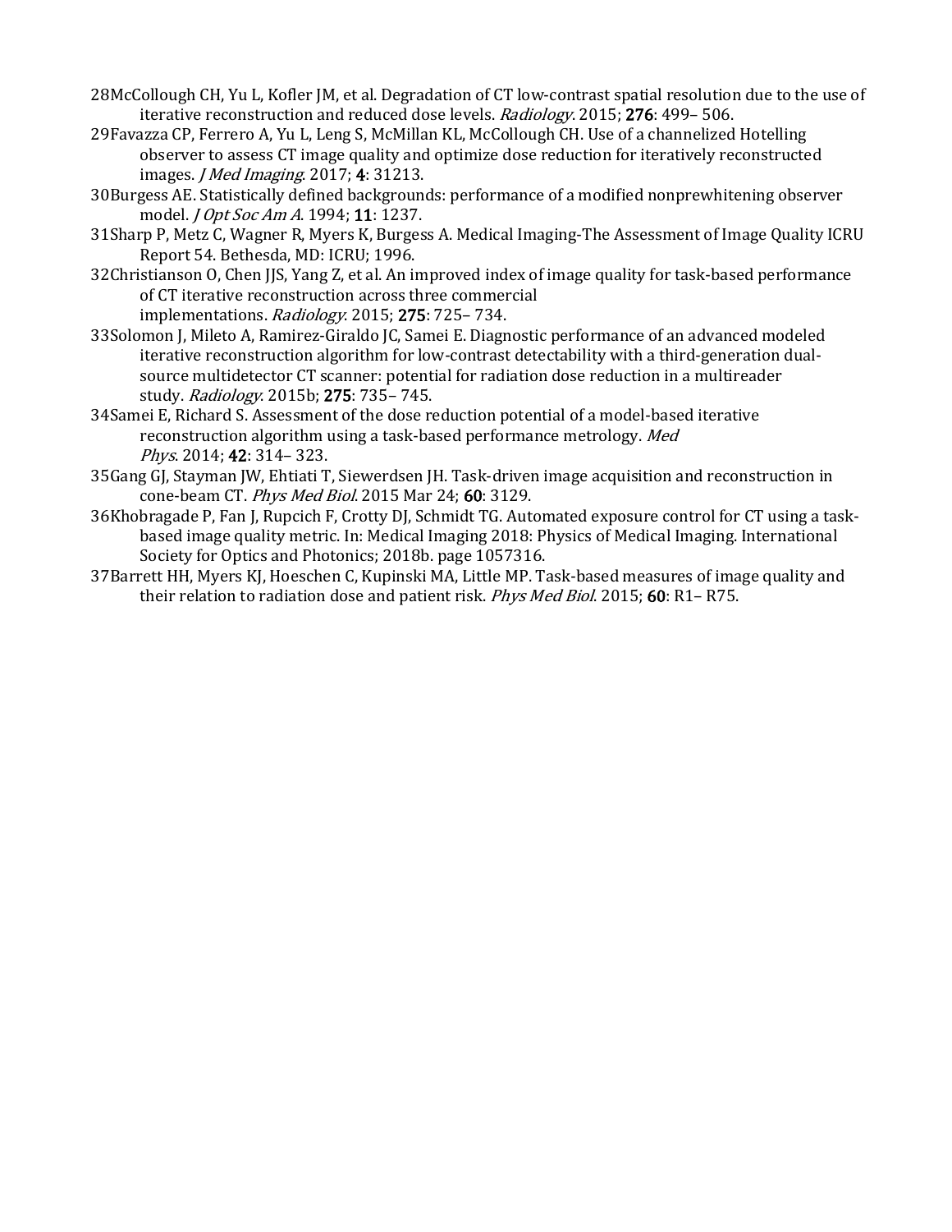28McCollough CH, Yu L, Kofler JM, et al. Degradation of CT low-contrast spatial resolution due to the use of iterative reconstruction and reduced dose levels. *Radiology*. 2015; **276**: 499– 506.

29Favazza CP, Ferrero A, Yu L, Leng S, McMillan KL, McCollough CH. Use of a channelized Hotelling observer to assess CT image quality and optimize dose reduction for iteratively reconstructed images. *J Med Imaging*. 2017; **4**: 31213.

30Burgess AE. Statistically defined backgrounds: performance of a modified nonprewhitening observer model. *J Opt Soc Am A*. 1994; **11**: 1237.

31Sharp P, Metz C, Wagner R, Myers K, Burgess A. Medical Imaging-The Assessment of Image Quality ICRU Report 54. Bethesda, MD: ICRU; 1996.

32Christianson O, Chen JJS, Yang Z, et al. An improved index of image quality for task-based performance of CT iterative reconstruction across three commercial implementations. *Radiology*. 2015; **275**: 725– 734.

33Solomon J, Mileto A, Ramirez-Giraldo JC, Samei E. Diagnostic performance of an advanced modeled iterative reconstruction algorithm for low-contrast detectability with a third-generation dual-source multidetector CT scanner: potential for radiation dose reduction in a multireader study. *Radiology*. 2015b; **275**: 735– 745.

34Samei E, Richard S. Assessment of the dose reduction potential of a model-based iterative reconstruction algorithm using a task-based performance metrology. *Med Phys*. 2014; **42**: 314– 323.

35Gang GJ, Stayman JW, Ehtiati T, Siewerdsen JH. Task-driven image acquisition and reconstruction in cone-beam CT. *Phys Med Biol*. 2015 Mar 24; **60**: 3129.

36Khobragade P, Fan J, Rupcich F, Crotty DJ, Schmidt TG. Automated exposure control for CT using a task-based image quality metric. In: Medical Imaging 2018: Physics of Medical Imaging. International Society for Optics and Photonics; 2018b. page 1057316.

37Barrett HH, Myers KJ, Hoeschen C, Kupinski MA, Little MP. Task-based measures of image quality and their relation to radiation dose and patient risk. *Phys Med Biol*. 2015; **60**: R1– R75.